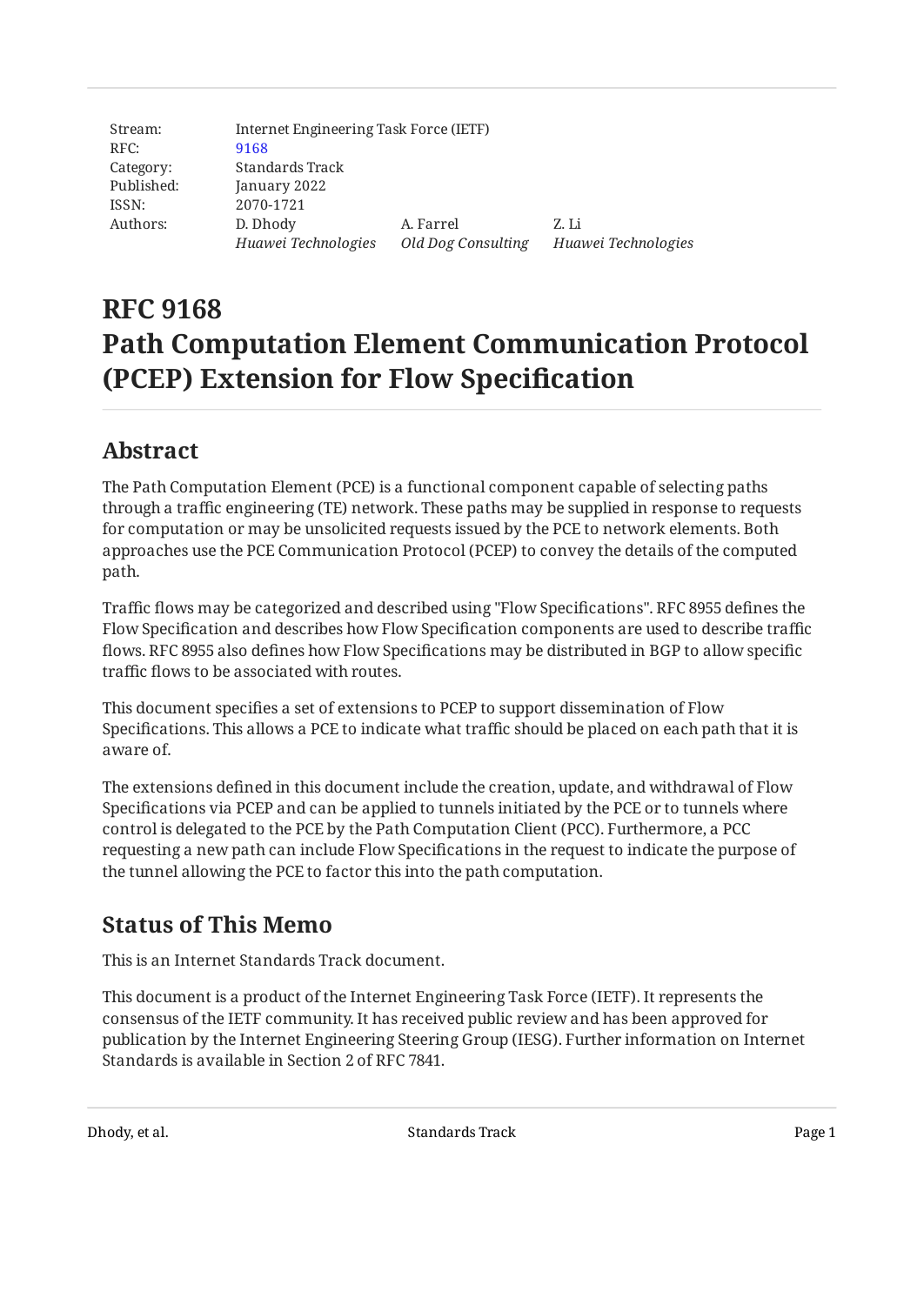Stream: Internet Engineering Task Force (IETF)
RFC: 9168
Category: Standards Track
Published: January 2022
ISSN: 2070-1721
Authors: D. Dhody (*Huawei Technologies*), A. Farrel (*Old Dog Consulting*), Z. Li (*Huawei Technologies*)

# RFC 9168
# Path Computation Element Communication Protocol (PCEP) Extension for Flow Specification

## Abstract

The Path Computation Element (PCE) is a functional component capable of selecting paths through a traffic engineering (TE) network. These paths may be supplied in response to requests for computation or may be unsolicited requests issued by the PCE to network elements. Both approaches use the PCE Communication Protocol (PCEP) to convey the details of the computed path.

Traffic flows may be categorized and described using "Flow Specifications". RFC 8955 defines the Flow Specification and describes how Flow Specification components are used to describe traffic flows. RFC 8955 also defines how Flow Specifications may be distributed in BGP to allow specific traffic flows to be associated with routes.

This document specifies a set of extensions to PCEP to support dissemination of Flow Specifications. This allows a PCE to indicate what traffic should be placed on each path that it is aware of.

The extensions defined in this document include the creation, update, and withdrawal of Flow Specifications via PCEP and can be applied to tunnels initiated by the PCE or to tunnels where control is delegated to the PCE by the Path Computation Client (PCC). Furthermore, a PCC requesting a new path can include Flow Specifications in the request to indicate the purpose of the tunnel allowing the PCE to factor this into the path computation.

## Status of This Memo

This is an Internet Standards Track document.

This document is a product of the Internet Engineering Task Force (IETF). It represents the consensus of the IETF community. It has received public review and has been approved for publication by the Internet Engineering Steering Group (IESG). Further information on Internet Standards is available in Section 2 of RFC 7841.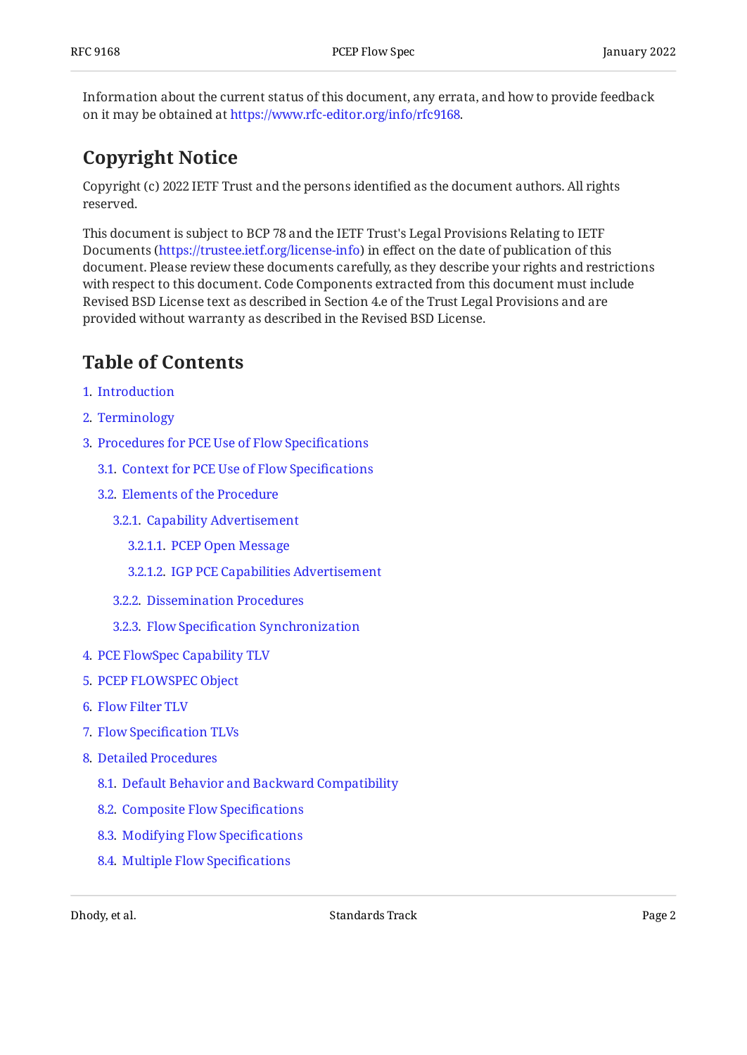Information about the current status of this document, any errata, and how to provide feedback on it may be obtained at https://www.rfc-editor.org/info/rfc9168.

## Copyright Notice

Copyright (c) 2022 IETF Trust and the persons identified as the document authors. All rights reserved.

This document is subject to BCP 78 and the IETF Trust's Legal Provisions Relating to IETF Documents (https://trustee.ietf.org/license-info) in effect on the date of publication of this document. Please review these documents carefully, as they describe your rights and restrictions with respect to this document. Code Components extracted from this document must include Revised BSD License text as described in Section 4.e of the Trust Legal Provisions and are provided without warranty as described in the Revised BSD License.

## Table of Contents

1. Introduction
2. Terminology
3. Procedures for PCE Use of Flow Specifications
   - 3.1. Context for PCE Use of Flow Specifications
   - 3.2. Elements of the Procedure
     - 3.2.1. Capability Advertisement
       - 3.2.1.1. PCEP Open Message
       - 3.2.1.2. IGP PCE Capabilities Advertisement
     - 3.2.2. Dissemination Procedures
     - 3.2.3. Flow Specification Synchronization
4. PCE FlowSpec Capability TLV
5. PCEP FLOWSPEC Object
6. Flow Filter TLV
7. Flow Specification TLVs
8. Detailed Procedures
   - 8.1. Default Behavior and Backward Compatibility
   - 8.2. Composite Flow Specifications
   - 8.3. Modifying Flow Specifications
   - 8.4. Multiple Flow Specifications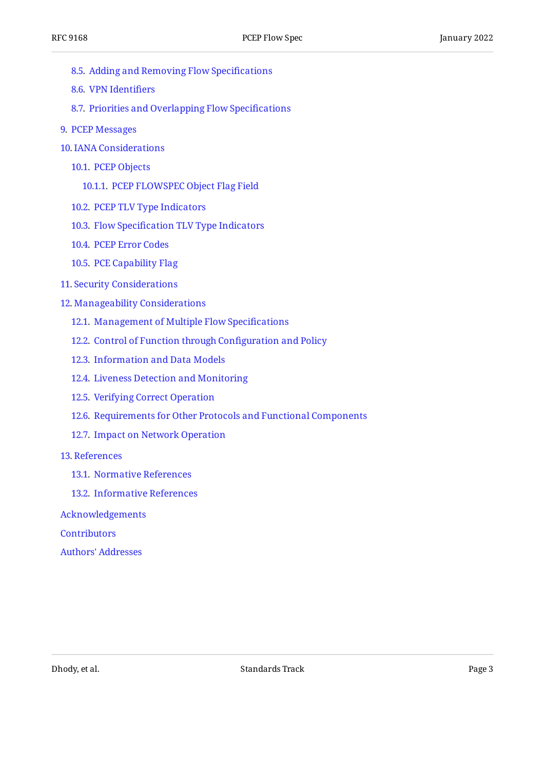- 8.5. Adding and Removing Flow Specifications
- 8.6. VPN Identifiers
- 8.7. Priorities and Overlapping Flow Specifications
- 9. PCEP Messages
- 10. IANA Considerations
  - 10.1. PCEP Objects
    - 10.1.1. PCEP FLOWSPEC Object Flag Field
  - 10.2. PCEP TLV Type Indicators
  - 10.3. Flow Specification TLV Type Indicators
  - 10.4. PCEP Error Codes
  - 10.5. PCE Capability Flag
- 11. Security Considerations
- 12. Manageability Considerations
  - 12.1. Management of Multiple Flow Specifications
  - 12.2. Control of Function through Configuration and Policy
  - 12.3. Information and Data Models
  - 12.4. Liveness Detection and Monitoring
  - 12.5. Verifying Correct Operation
  - 12.6. Requirements for Other Protocols and Functional Components
  - 12.7. Impact on Network Operation
- 13. References
  - 13.1. Normative References
  - 13.2. Informative References
- Acknowledgements
- Contributors
- Authors' Addresses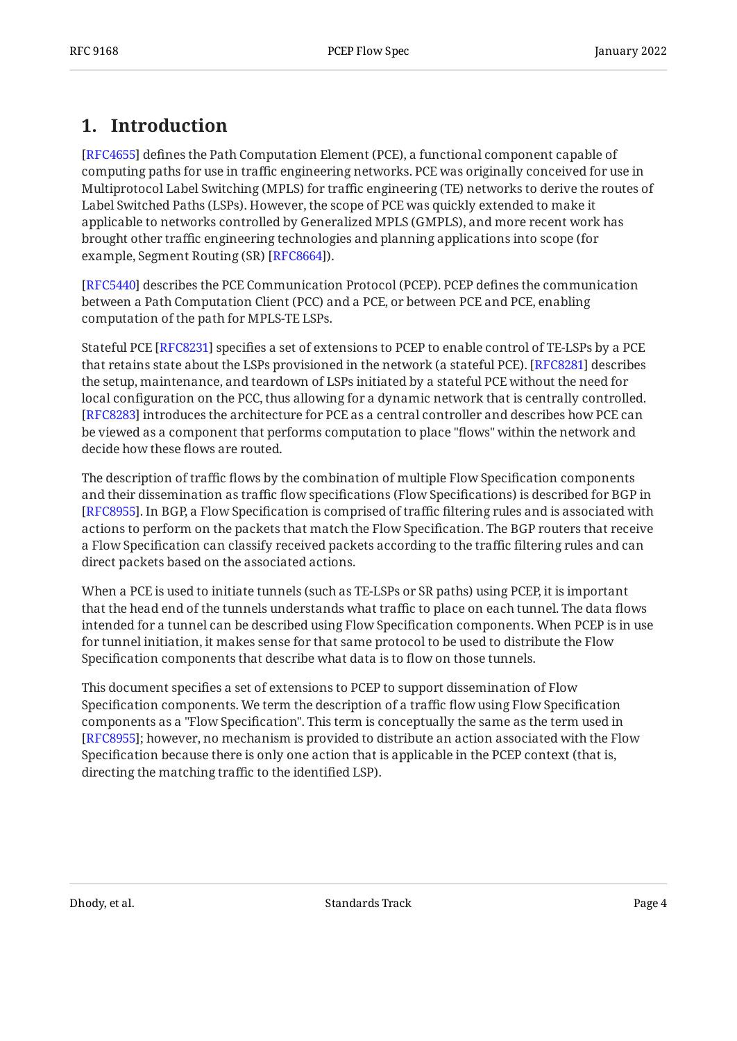# 1. Introduction

[RFC4655] defines the Path Computation Element (PCE), a functional component capable of computing paths for use in traffic engineering networks. PCE was originally conceived for use in Multiprotocol Label Switching (MPLS) for traffic engineering (TE) networks to derive the routes of Label Switched Paths (LSPs). However, the scope of PCE was quickly extended to make it applicable to networks controlled by Generalized MPLS (GMPLS), and more recent work has brought other traffic engineering technologies and planning applications into scope (for example, Segment Routing (SR) [RFC8664]).

[RFC5440] describes the PCE Communication Protocol (PCEP). PCEP defines the communication between a Path Computation Client (PCC) and a PCE, or between PCE and PCE, enabling computation of the path for MPLS-TE LSPs.

Stateful PCE [RFC8231] specifies a set of extensions to PCEP to enable control of TE-LSPs by a PCE that retains state about the LSPs provisioned in the network (a stateful PCE). [RFC8281] describes the setup, maintenance, and teardown of LSPs initiated by a stateful PCE without the need for local configuration on the PCC, thus allowing for a dynamic network that is centrally controlled. [RFC8283] introduces the architecture for PCE as a central controller and describes how PCE can be viewed as a component that performs computation to place "flows" within the network and decide how these flows are routed.

The description of traffic flows by the combination of multiple Flow Specification components and their dissemination as traffic flow specifications (Flow Specifications) is described for BGP in [RFC8955]. In BGP, a Flow Specification is comprised of traffic filtering rules and is associated with actions to perform on the packets that match the Flow Specification. The BGP routers that receive a Flow Specification can classify received packets according to the traffic filtering rules and can direct packets based on the associated actions.

When a PCE is used to initiate tunnels (such as TE-LSPs or SR paths) using PCEP, it is important that the head end of the tunnels understands what traffic to place on each tunnel. The data flows intended for a tunnel can be described using Flow Specification components. When PCEP is in use for tunnel initiation, it makes sense for that same protocol to be used to distribute the Flow Specification components that describe what data is to flow on those tunnels.

This document specifies a set of extensions to PCEP to support dissemination of Flow Specification components. We term the description of a traffic flow using Flow Specification components as a "Flow Specification". This term is conceptually the same as the term used in [RFC8955]; however, no mechanism is provided to distribute an action associated with the Flow Specification because there is only one action that is applicable in the PCEP context (that is, directing the matching traffic to the identified LSP).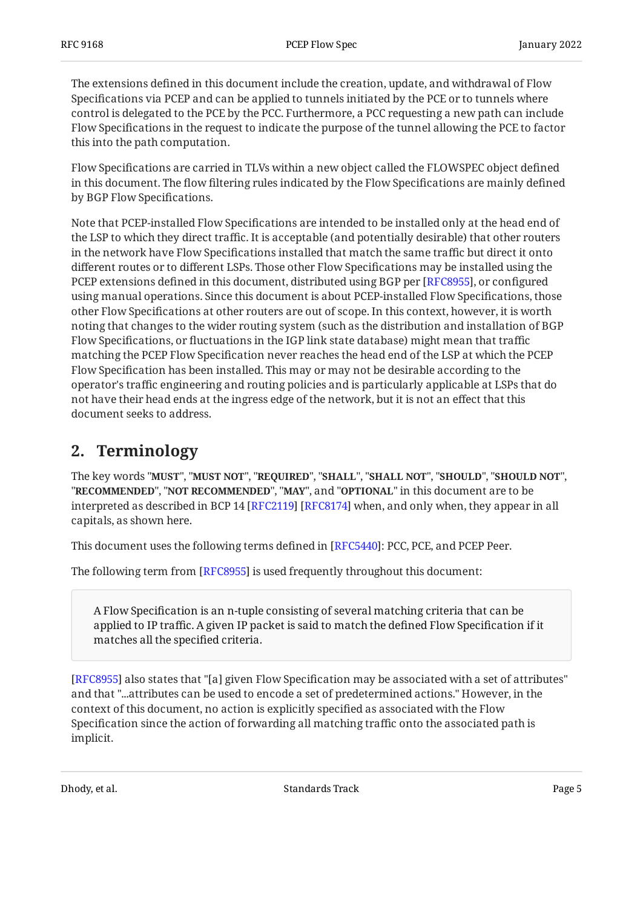The extensions defined in this document include the creation, update, and withdrawal of Flow Specifications via PCEP and can be applied to tunnels initiated by the PCE or to tunnels where control is delegated to the PCE by the PCC. Furthermore, a PCC requesting a new path can include Flow Specifications in the request to indicate the purpose of the tunnel allowing the PCE to factor this into the path computation.

Flow Specifications are carried in TLVs within a new object called the FLOWSPEC object defined in this document. The flow filtering rules indicated by the Flow Specifications are mainly defined by BGP Flow Specifications.

Note that PCEP-installed Flow Specifications are intended to be installed only at the head end of the LSP to which they direct traffic. It is acceptable (and potentially desirable) that other routers in the network have Flow Specifications installed that match the same traffic but direct it onto different routes or to different LSPs. Those other Flow Specifications may be installed using the PCEP extensions defined in this document, distributed using BGP per [RFC8955], or configured using manual operations. Since this document is about PCEP-installed Flow Specifications, those other Flow Specifications at other routers are out of scope. In this context, however, it is worth noting that changes to the wider routing system (such as the distribution and installation of BGP Flow Specifications, or fluctuations in the IGP link state database) might mean that traffic matching the PCEP Flow Specification never reaches the head end of the LSP at which the PCEP Flow Specification has been installed. This may or may not be desirable according to the operator's traffic engineering and routing policies and is particularly applicable at LSPs that do not have their head ends at the ingress edge of the network, but it is not an effect that this document seeks to address.

## 2. Terminology

The key words "**MUST**", "**MUST NOT**", "**REQUIRED**", "**SHALL**", "**SHALL NOT**", "**SHOULD**", "**SHOULD NOT**", "**RECOMMENDED**", "**NOT RECOMMENDED**", "**MAY**", and "**OPTIONAL**" in this document are to be interpreted as described in BCP 14 [RFC2119] [RFC8174] when, and only when, they appear in all capitals, as shown here.

This document uses the following terms defined in [RFC5440]: PCC, PCE, and PCEP Peer.

The following term from [RFC8955] is used frequently throughout this document:

> A Flow Specification is an n-tuple consisting of several matching criteria that can be applied to IP traffic. A given IP packet is said to match the defined Flow Specification if it matches all the specified criteria.

[RFC8955] also states that "[a] given Flow Specification may be associated with a set of attributes" and that "...attributes can be used to encode a set of predetermined actions." However, in the context of this document, no action is explicitly specified as associated with the Flow Specification since the action of forwarding all matching traffic onto the associated path is implicit.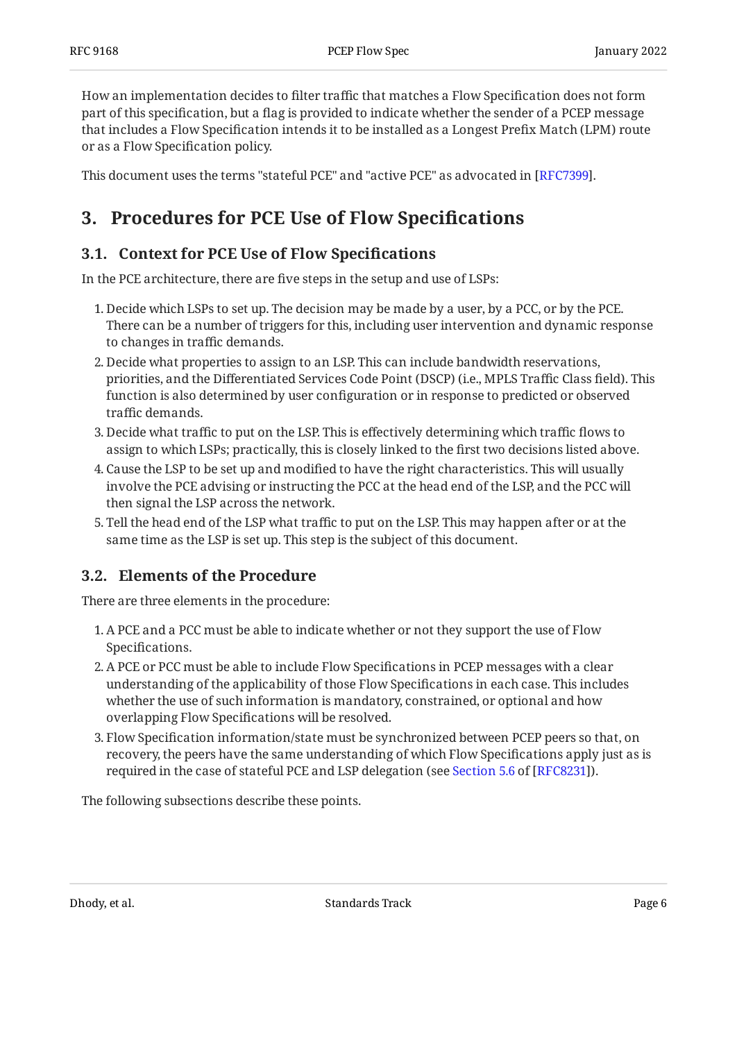How an implementation decides to filter traffic that matches a Flow Specification does not form part of this specification, but a flag is provided to indicate whether the sender of a PCEP message that includes a Flow Specification intends it to be installed as a Longest Prefix Match (LPM) route or as a Flow Specification policy.

This document uses the terms "stateful PCE" and "active PCE" as advocated in [RFC7399].

# 3. Procedures for PCE Use of Flow Specifications

## 3.1. Context for PCE Use of Flow Specifications

In the PCE architecture, there are five steps in the setup and use of LSPs:

1. Decide which LSPs to set up. The decision may be made by a user, by a PCC, or by the PCE. There can be a number of triggers for this, including user intervention and dynamic response to changes in traffic demands.
2. Decide what properties to assign to an LSP. This can include bandwidth reservations, priorities, and the Differentiated Services Code Point (DSCP) (i.e., MPLS Traffic Class field). This function is also determined by user configuration or in response to predicted or observed traffic demands.
3. Decide what traffic to put on the LSP. This is effectively determining which traffic flows to assign to which LSPs; practically, this is closely linked to the first two decisions listed above.
4. Cause the LSP to be set up and modified to have the right characteristics. This will usually involve the PCE advising or instructing the PCC at the head end of the LSP, and the PCC will then signal the LSP across the network.
5. Tell the head end of the LSP what traffic to put on the LSP. This may happen after or at the same time as the LSP is set up. This step is the subject of this document.

## 3.2. Elements of the Procedure

There are three elements in the procedure:

1. A PCE and a PCC must be able to indicate whether or not they support the use of Flow Specifications.
2. A PCE or PCC must be able to include Flow Specifications in PCEP messages with a clear understanding of the applicability of those Flow Specifications in each case. This includes whether the use of such information is mandatory, constrained, or optional and how overlapping Flow Specifications will be resolved.
3. Flow Specification information/state must be synchronized between PCEP peers so that, on recovery, the peers have the same understanding of which Flow Specifications apply just as is required in the case of stateful PCE and LSP delegation (see Section 5.6 of [RFC8231]).

The following subsections describe these points.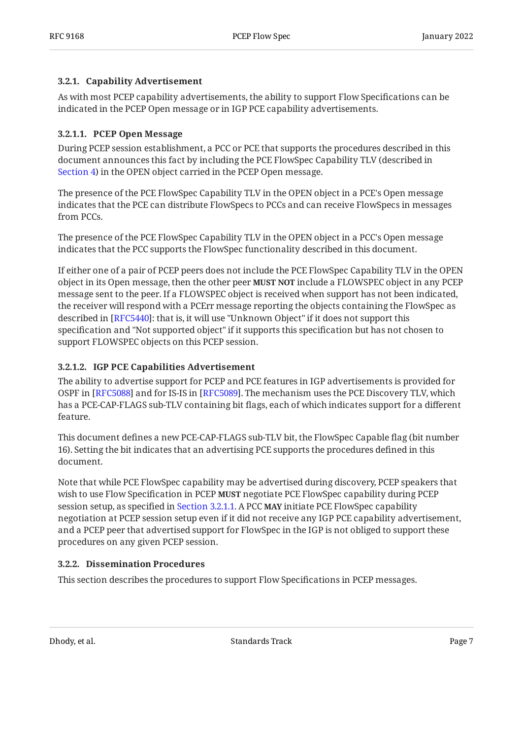#### 3.2.1. Capability Advertisement

As with most PCEP capability advertisements, the ability to support Flow Specifications can be indicated in the PCEP Open message or in IGP PCE capability advertisements.

##### 3.2.1.1. PCEP Open Message

During PCEP session establishment, a PCC or PCE that supports the procedures described in this document announces this fact by including the PCE FlowSpec Capability TLV (described in Section 4) in the OPEN object carried in the PCEP Open message.

The presence of the PCE FlowSpec Capability TLV in the OPEN object in a PCE's Open message indicates that the PCE can distribute FlowSpecs to PCCs and can receive FlowSpecs in messages from PCCs.

The presence of the PCE FlowSpec Capability TLV in the OPEN object in a PCC's Open message indicates that the PCC supports the FlowSpec functionality described in this document.

If either one of a pair of PCEP peers does not include the PCE FlowSpec Capability TLV in the OPEN object in its Open message, then the other peer **MUST NOT** include a FLOWSPEC object in any PCEP message sent to the peer. If a FLOWSPEC object is received when support has not been indicated, the receiver will respond with a PCErr message reporting the objects containing the FlowSpec as described in [RFC5440]: that is, it will use "Unknown Object" if it does not support this specification and "Not supported object" if it supports this specification but has not chosen to support FLOWSPEC objects on this PCEP session.

##### 3.2.1.2. IGP PCE Capabilities Advertisement

The ability to advertise support for PCEP and PCE features in IGP advertisements is provided for OSPF in [RFC5088] and for IS-IS in [RFC5089]. The mechanism uses the PCE Discovery TLV, which has a PCE-CAP-FLAGS sub-TLV containing bit flags, each of which indicates support for a different feature.

This document defines a new PCE-CAP-FLAGS sub-TLV bit, the FlowSpec Capable flag (bit number 16). Setting the bit indicates that an advertising PCE supports the procedures defined in this document.

Note that while PCE FlowSpec capability may be advertised during discovery, PCEP speakers that wish to use Flow Specification in PCEP **MUST** negotiate PCE FlowSpec capability during PCEP session setup, as specified in Section 3.2.1.1. A PCC **MAY** initiate PCE FlowSpec capability negotiation at PCEP session setup even if it did not receive any IGP PCE capability advertisement, and a PCEP peer that advertised support for FlowSpec in the IGP is not obliged to support these procedures on any given PCEP session.

#### 3.2.2. Dissemination Procedures

This section describes the procedures to support Flow Specifications in PCEP messages.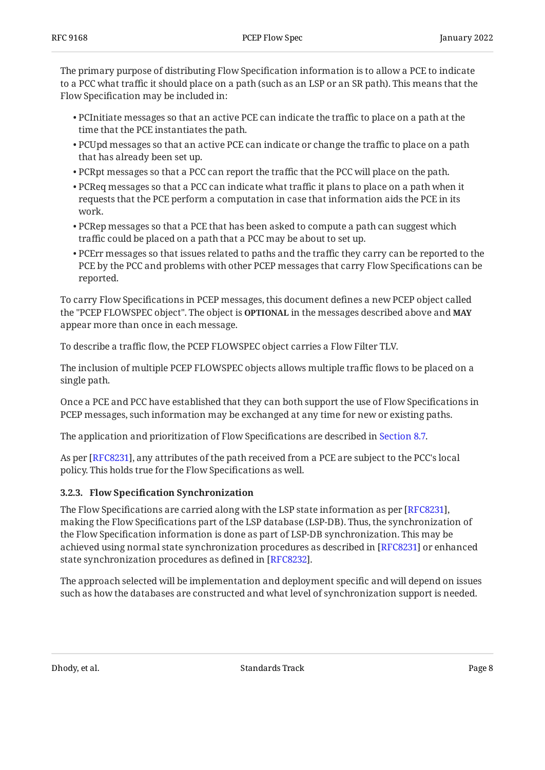The primary purpose of distributing Flow Specification information is to allow a PCE to indicate to a PCC what traffic it should place on a path (such as an LSP or an SR path). This means that the Flow Specification may be included in:

- PCInitiate messages so that an active PCE can indicate the traffic to place on a path at the time that the PCE instantiates the path.
- PCUpd messages so that an active PCE can indicate or change the traffic to place on a path that has already been set up.
- PCRpt messages so that a PCC can report the traffic that the PCC will place on the path.
- PCReq messages so that a PCC can indicate what traffic it plans to place on a path when it requests that the PCE perform a computation in case that information aids the PCE in its work.
- PCRep messages so that a PCE that has been asked to compute a path can suggest which traffic could be placed on a path that a PCC may be about to set up.
- PCErr messages so that issues related to paths and the traffic they carry can be reported to the PCE by the PCC and problems with other PCEP messages that carry Flow Specifications can be reported.

To carry Flow Specifications in PCEP messages, this document defines a new PCEP object called the "PCEP FLOWSPEC object". The object is **OPTIONAL** in the messages described above and **MAY** appear more than once in each message.

To describe a traffic flow, the PCEP FLOWSPEC object carries a Flow Filter TLV.

The inclusion of multiple PCEP FLOWSPEC objects allows multiple traffic flows to be placed on a single path.

Once a PCE and PCC have established that they can both support the use of Flow Specifications in PCEP messages, such information may be exchanged at any time for new or existing paths.

The application and prioritization of Flow Specifications are described in Section 8.7.

As per [RFC8231], any attributes of the path received from a PCE are subject to the PCC's local policy. This holds true for the Flow Specifications as well.

#### 3.2.3. Flow Specification Synchronization

The Flow Specifications are carried along with the LSP state information as per [RFC8231], making the Flow Specifications part of the LSP database (LSP-DB). Thus, the synchronization of the Flow Specification information is done as part of LSP-DB synchronization. This may be achieved using normal state synchronization procedures as described in [RFC8231] or enhanced state synchronization procedures as defined in [RFC8232].

The approach selected will be implementation and deployment specific and will depend on issues such as how the databases are constructed and what level of synchronization support is needed.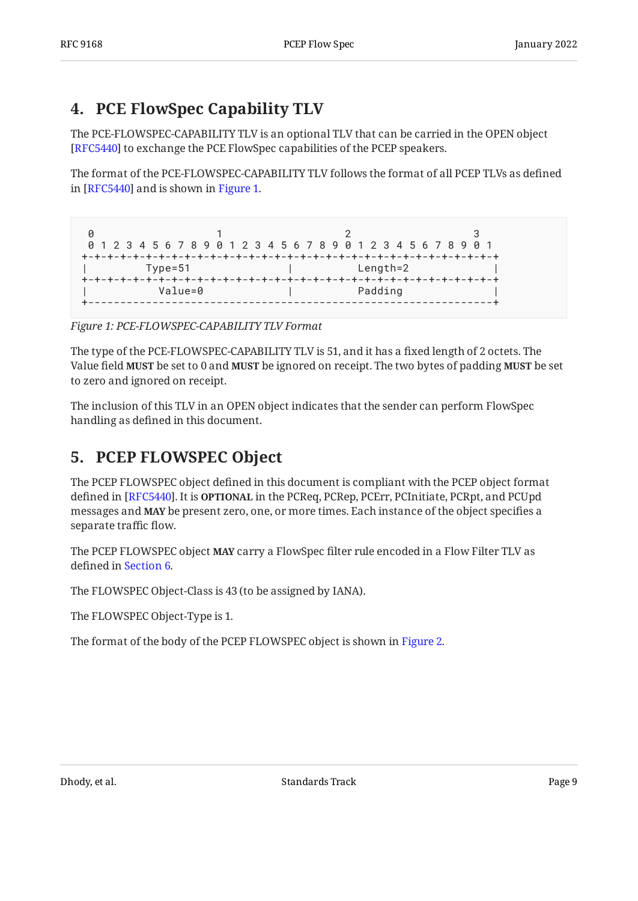## 4. PCE FlowSpec Capability TLV

The PCE-FLOWSPEC-CAPABILITY TLV is an optional TLV that can be carried in the OPEN object [RFC5440] to exchange the PCE FlowSpec capabilities of the PCEP speakers.

The format of the PCE-FLOWSPEC-CAPABILITY TLV follows the format of all PCEP TLVs as defined in [RFC5440] and is shown in Figure 1.

```
 0                   1                   2                   3
 0 1 2 3 4 5 6 7 8 9 0 1 2 3 4 5 6 7 8 9 0 1 2 3 4 5 6 7 8 9 0 1
+-+-+-+-+-+-+-+-+-+-+-+-+-+-+-+-+-+-+-+-+-+-+-+-+-+-+-+-+-+-+-+-+
|         Type=51               |           Length=2            |
+-+-+-+-+-+-+-+-+-+-+-+-+-+-+-+-+-+-+-+-+-+-+-+-+-+-+-+-+-+-+-+-+
|           Value=0             |           Padding             |
+---------------------------------------------------------------+
```

*Figure 1: PCE-FLOWSPEC-CAPABILITY TLV Format*

The type of the PCE-FLOWSPEC-CAPABILITY TLV is 51, and it has a fixed length of 2 octets. The Value field **MUST** be set to 0 and **MUST** be ignored on receipt. The two bytes of padding **MUST** be set to zero and ignored on receipt.

The inclusion of this TLV in an OPEN object indicates that the sender can perform FlowSpec handling as defined in this document.

## 5. PCEP FLOWSPEC Object

The PCEP FLOWSPEC object defined in this document is compliant with the PCEP object format defined in [RFC5440]. It is **OPTIONAL** in the PCReq, PCRep, PCErr, PCInitiate, PCRpt, and PCUpd messages and **MAY** be present zero, one, or more times. Each instance of the object specifies a separate traffic flow.

The PCEP FLOWSPEC object **MAY** carry a FlowSpec filter rule encoded in a Flow Filter TLV as defined in Section 6.

The FLOWSPEC Object-Class is 43 (to be assigned by IANA).

The FLOWSPEC Object-Type is 1.

The format of the body of the PCEP FLOWSPEC object is shown in Figure 2.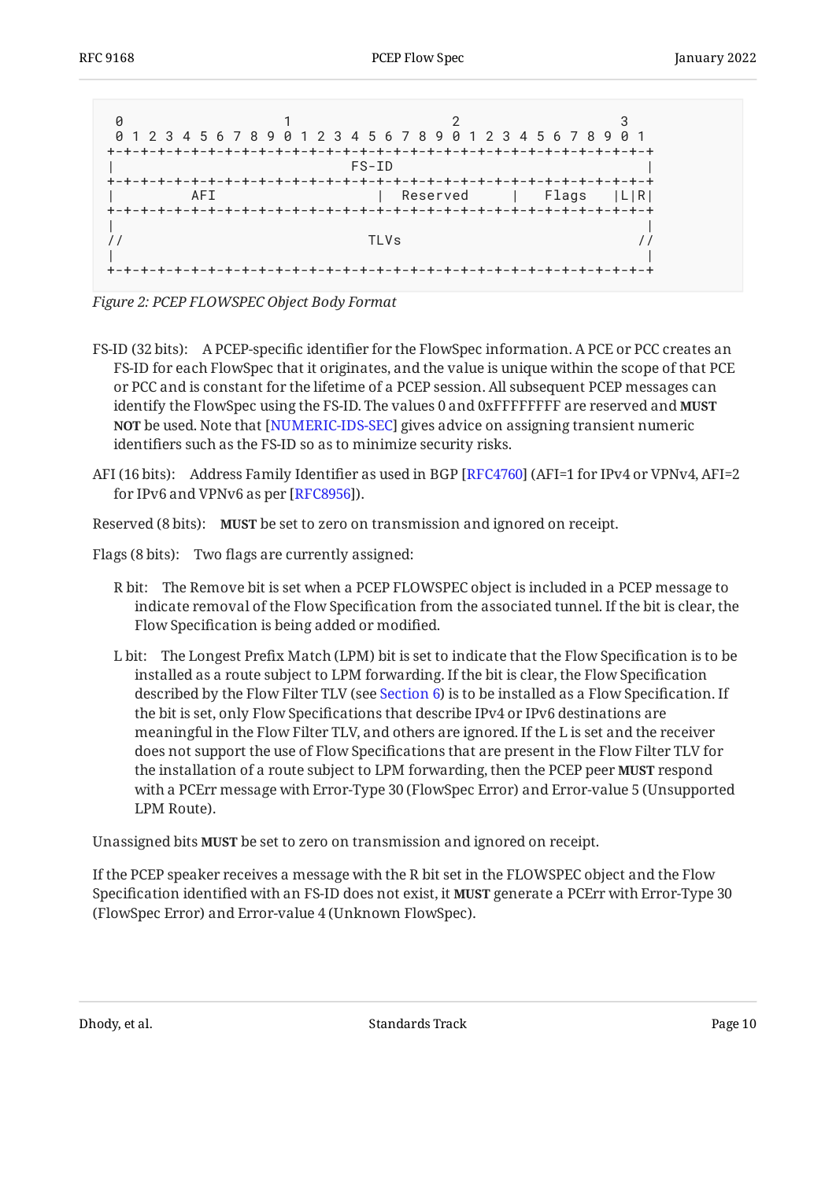```
 0                   1                   2                   3
 0 1 2 3 4 5 6 7 8 9 0 1 2 3 4 5 6 7 8 9 0 1 2 3 4 5 6 7 8 9 0 1
+-+-+-+-+-+-+-+-+-+-+-+-+-+-+-+-+-+-+-+-+-+-+-+-+-+-+-+-+-+-+-+-+
|                             FS-ID                             |
+-+-+-+-+-+-+-+-+-+-+-+-+-+-+-+-+-+-+-+-+-+-+-+-+-+-+-+-+-+-+-+-+
|          AFI                  |   Reserved    |   Flags   |L|R|
+-+-+-+-+-+-+-+-+-+-+-+-+-+-+-+-+-+-+-+-+-+-+-+-+-+-+-+-+-+-+-+-+
|                                                               |
//                              TLVs                           //
|                                                               |
+-+-+-+-+-+-+-+-+-+-+-+-+-+-+-+-+-+-+-+-+-+-+-+-+-+-+-+-+-+-+-+-+
```

*Figure 2: PCEP FLOWSPEC Object Body Format*

FS-ID (32 bits): A PCEP-specific identifier for the FlowSpec information. A PCE or PCC creates an FS-ID for each FlowSpec that it originates, and the value is unique within the scope of that PCE or PCC and is constant for the lifetime of a PCEP session. All subsequent PCEP messages can identify the FlowSpec using the FS-ID. The values 0 and 0xFFFFFFFF are reserved and **MUST NOT** be used. Note that [NUMERIC-IDS-SEC] gives advice on assigning transient numeric identifiers such as the FS-ID so as to minimize security risks.

AFI (16 bits): Address Family Identifier as used in BGP [RFC4760] (AFI=1 for IPv4 or VPNv4, AFI=2 for IPv6 and VPNv6 as per [RFC8956]).

Reserved (8 bits): **MUST** be set to zero on transmission and ignored on receipt.

Flags (8 bits): Two flags are currently assigned:

- R bit: The Remove bit is set when a PCEP FLOWSPEC object is included in a PCEP message to indicate removal of the Flow Specification from the associated tunnel. If the bit is clear, the Flow Specification is being added or modified.
- L bit: The Longest Prefix Match (LPM) bit is set to indicate that the Flow Specification is to be installed as a route subject to LPM forwarding. If the bit is clear, the Flow Specification described by the Flow Filter TLV (see Section 6) is to be installed as a Flow Specification. If the bit is set, only Flow Specifications that describe IPv4 or IPv6 destinations are meaningful in the Flow Filter TLV, and others are ignored. If the L is set and the receiver does not support the use of Flow Specifications that are present in the Flow Filter TLV for the installation of a route subject to LPM forwarding, then the PCEP peer **MUST** respond with a PCErr message with Error-Type 30 (FlowSpec Error) and Error-value 5 (Unsupported LPM Route).

Unassigned bits **MUST** be set to zero on transmission and ignored on receipt.

If the PCEP speaker receives a message with the R bit set in the FLOWSPEC object and the Flow Specification identified with an FS-ID does not exist, it **MUST** generate a PCErr with Error-Type 30 (FlowSpec Error) and Error-value 4 (Unknown FlowSpec).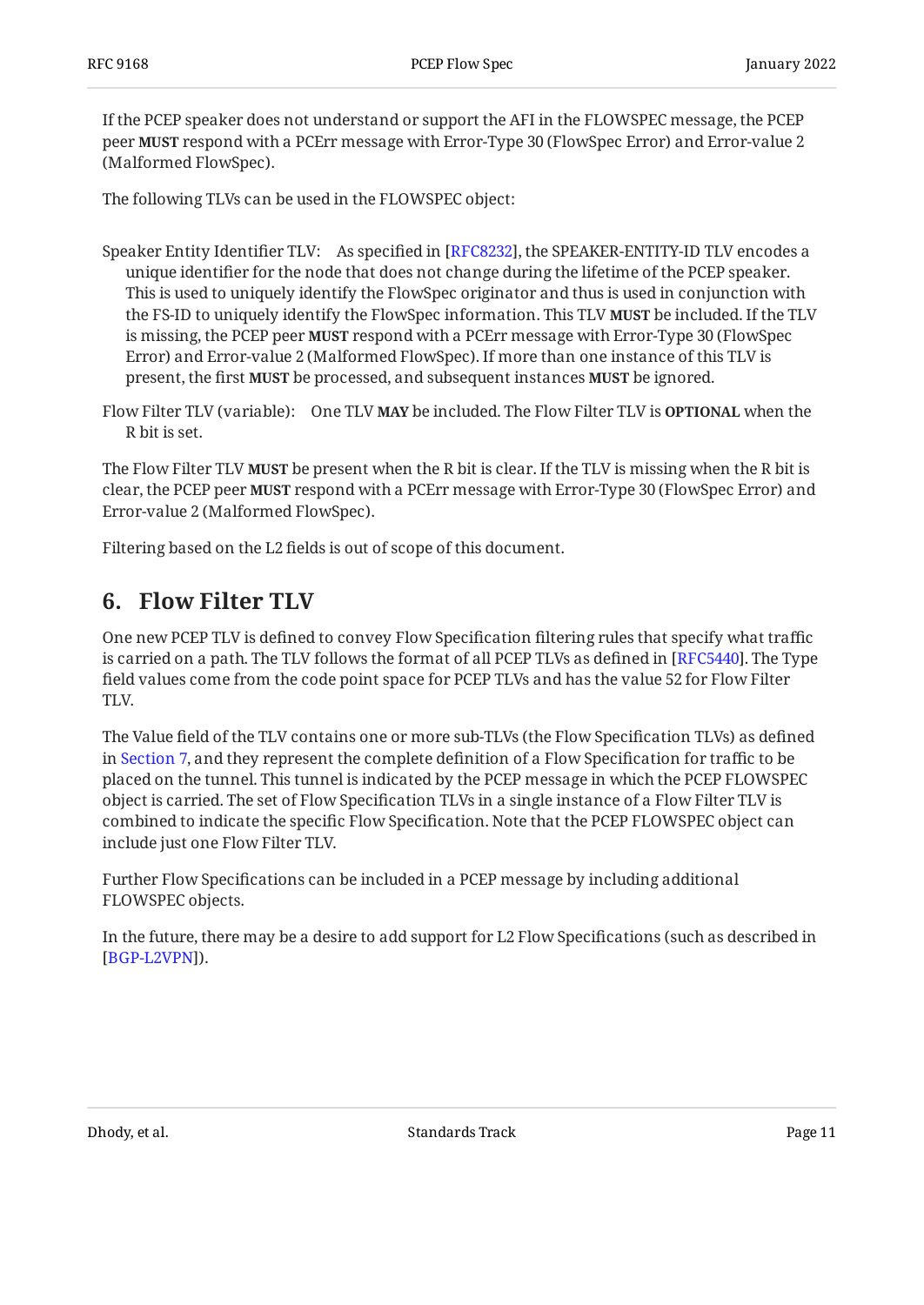If the PCEP speaker does not understand or support the AFI in the FLOWSPEC message, the PCEP peer **MUST** respond with a PCErr message with Error-Type 30 (FlowSpec Error) and Error-value 2 (Malformed FlowSpec).

The following TLVs can be used in the FLOWSPEC object:

Speaker Entity Identifier TLV:
: As specified in [RFC8232], the SPEAKER-ENTITY-ID TLV encodes a unique identifier for the node that does not change during the lifetime of the PCEP speaker. This is used to uniquely identify the FlowSpec originator and thus is used in conjunction with the FS-ID to uniquely identify the FlowSpec information. This TLV **MUST** be included. If the TLV is missing, the PCEP peer **MUST** respond with a PCErr message with Error-Type 30 (FlowSpec Error) and Error-value 2 (Malformed FlowSpec). If more than one instance of this TLV is present, the first **MUST** be processed, and subsequent instances **MUST** be ignored.

Flow Filter TLV (variable):
: One TLV **MAY** be included. The Flow Filter TLV is **OPTIONAL** when the R bit is set.

The Flow Filter TLV **MUST** be present when the R bit is clear. If the TLV is missing when the R bit is clear, the PCEP peer **MUST** respond with a PCErr message with Error-Type 30 (FlowSpec Error) and Error-value 2 (Malformed FlowSpec).

Filtering based on the L2 fields is out of scope of this document.

## 6. Flow Filter TLV

One new PCEP TLV is defined to convey Flow Specification filtering rules that specify what traffic is carried on a path. The TLV follows the format of all PCEP TLVs as defined in [RFC5440]. The Type field values come from the code point space for PCEP TLVs and has the value 52 for Flow Filter TLV.

The Value field of the TLV contains one or more sub-TLVs (the Flow Specification TLVs) as defined in Section 7, and they represent the complete definition of a Flow Specification for traffic to be placed on the tunnel. This tunnel is indicated by the PCEP message in which the PCEP FLOWSPEC object is carried. The set of Flow Specification TLVs in a single instance of a Flow Filter TLV is combined to indicate the specific Flow Specification. Note that the PCEP FLOWSPEC object can include just one Flow Filter TLV.

Further Flow Specifications can be included in a PCEP message by including additional FLOWSPEC objects.

In the future, there may be a desire to add support for L2 Flow Specifications (such as described in [BGP-L2VPN]).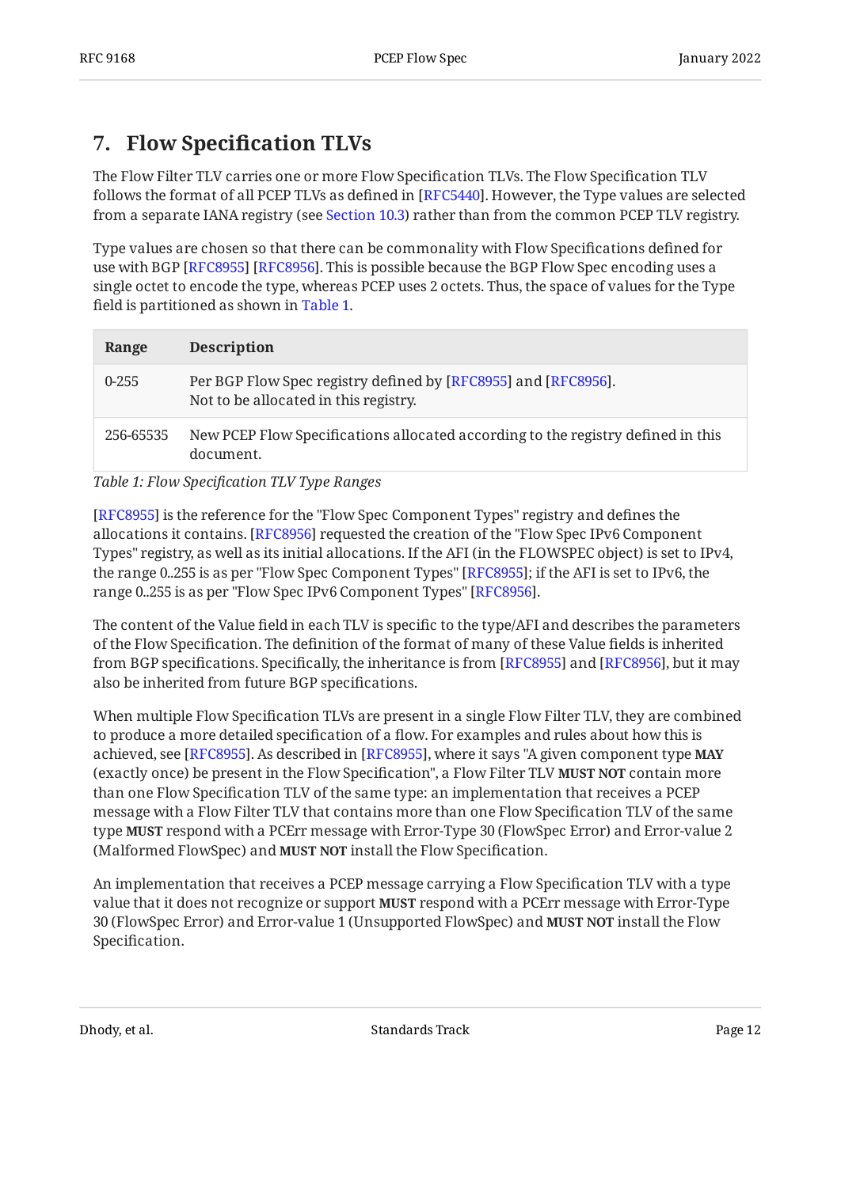## 7. Flow Specification TLVs

The Flow Filter TLV carries one or more Flow Specification TLVs. The Flow Specification TLV follows the format of all PCEP TLVs as defined in [RFC5440]. However, the Type values are selected from a separate IANA registry (see Section 10.3) rather than from the common PCEP TLV registry.

Type values are chosen so that there can be commonality with Flow Specifications defined for use with BGP [RFC8955] [RFC8956]. This is possible because the BGP Flow Spec encoding uses a single octet to encode the type, whereas PCEP uses 2 octets. Thus, the space of values for the Type field is partitioned as shown in Table 1.

| Range | Description |
|---|---|
| 0-255 | Per BGP Flow Spec registry defined by [RFC8955] and [RFC8956]. Not to be allocated in this registry. |
| 256-65535 | New PCEP Flow Specifications allocated according to the registry defined in this document. |

*Table 1: Flow Specification TLV Type Ranges*

[RFC8955] is the reference for the "Flow Spec Component Types" registry and defines the allocations it contains. [RFC8956] requested the creation of the "Flow Spec IPv6 Component Types" registry, as well as its initial allocations. If the AFI (in the FLOWSPEC object) is set to IPv4, the range 0..255 is as per "Flow Spec Component Types" [RFC8955]; if the AFI is set to IPv6, the range 0..255 is as per "Flow Spec IPv6 Component Types" [RFC8956].

The content of the Value field in each TLV is specific to the type/AFI and describes the parameters of the Flow Specification. The definition of the format of many of these Value fields is inherited from BGP specifications. Specifically, the inheritance is from [RFC8955] and [RFC8956], but it may also be inherited from future BGP specifications.

When multiple Flow Specification TLVs are present in a single Flow Filter TLV, they are combined to produce a more detailed specification of a flow. For examples and rules about how this is achieved, see [RFC8955]. As described in [RFC8955], where it says "A given component type **MAY** (exactly once) be present in the Flow Specification", a Flow Filter TLV **MUST NOT** contain more than one Flow Specification TLV of the same type: an implementation that receives a PCEP message with a Flow Filter TLV that contains more than one Flow Specification TLV of the same type **MUST** respond with a PCErr message with Error-Type 30 (FlowSpec Error) and Error-value 2 (Malformed FlowSpec) and **MUST NOT** install the Flow Specification.

An implementation that receives a PCEP message carrying a Flow Specification TLV with a type value that it does not recognize or support **MUST** respond with a PCErr message with Error-Type 30 (FlowSpec Error) and Error-value 1 (Unsupported FlowSpec) and **MUST NOT** install the Flow Specification.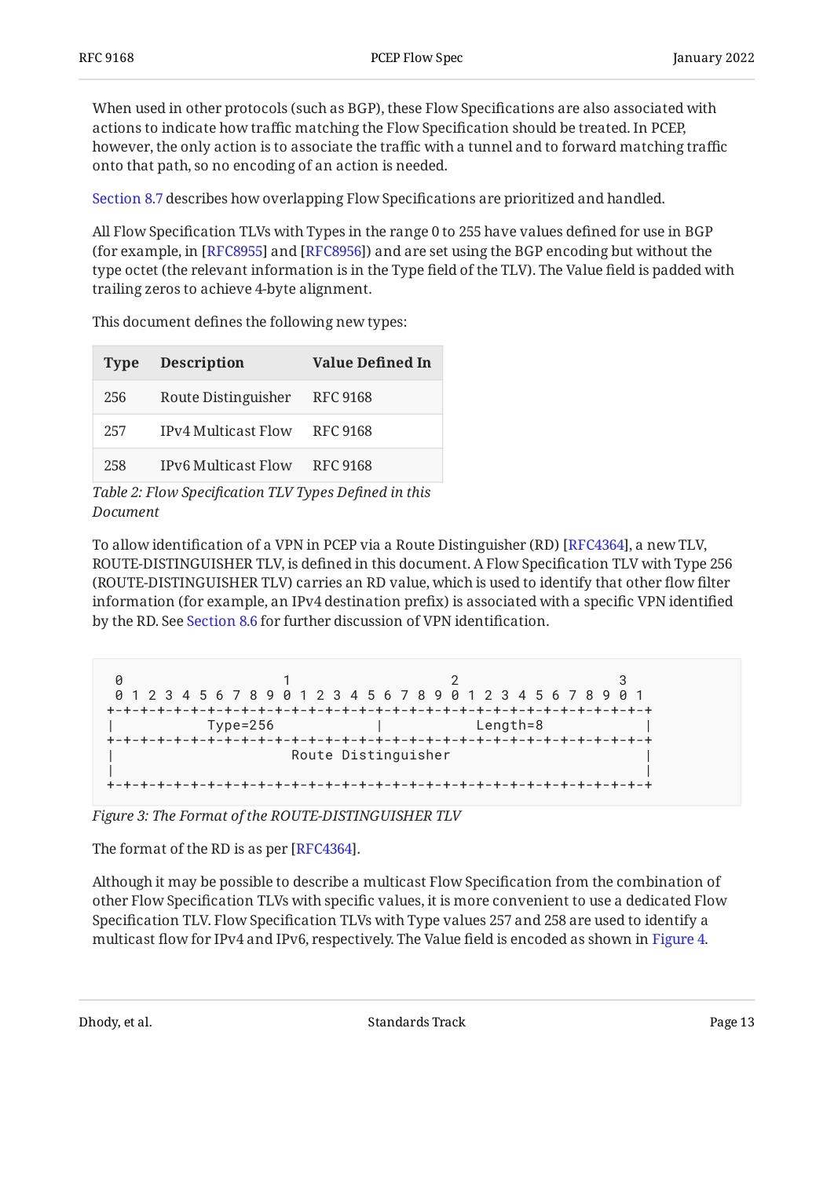When used in other protocols (such as BGP), these Flow Specifications are also associated with actions to indicate how traffic matching the Flow Specification should be treated. In PCEP, however, the only action is to associate the traffic with a tunnel and to forward matching traffic onto that path, so no encoding of an action is needed.

Section 8.7 describes how overlapping Flow Specifications are prioritized and handled.

All Flow Specification TLVs with Types in the range 0 to 255 have values defined for use in BGP (for example, in [RFC8955] and [RFC8956]) and are set using the BGP encoding but without the type octet (the relevant information is in the Type field of the TLV). The Value field is padded with trailing zeros to achieve 4-byte alignment.

This document defines the following new types:

| Type | Description | Value Defined In |
|---|---|---|
| 256 | Route Distinguisher | RFC 9168 |
| 257 | IPv4 Multicast Flow | RFC 9168 |
| 258 | IPv6 Multicast Flow | RFC 9168 |

*Table 2: Flow Specification TLV Types Defined in this Document*

To allow identification of a VPN in PCEP via a Route Distinguisher (RD) [RFC4364], a new TLV, ROUTE-DISTINGUISHER TLV, is defined in this document. A Flow Specification TLV with Type 256 (ROUTE-DISTINGUISHER TLV) carries an RD value, which is used to identify that other flow filter information (for example, an IPv4 destination prefix) is associated with a specific VPN identified by the RD. See Section 8.6 for further discussion of VPN identification.

```
 0                   1                   2                   3
 0 1 2 3 4 5 6 7 8 9 0 1 2 3 4 5 6 7 8 9 0 1 2 3 4 5 6 7 8 9 0 1
+-+-+-+-+-+-+-+-+-+-+-+-+-+-+-+-+-+-+-+-+-+-+-+-+-+-+-+-+-+-+-+-+
|           Type=256            |           Length=8            |
+-+-+-+-+-+-+-+-+-+-+-+-+-+-+-+-+-+-+-+-+-+-+-+-+-+-+-+-+-+-+-+-+
|                      Route Distinguisher                      |
|                                                               |
+-+-+-+-+-+-+-+-+-+-+-+-+-+-+-+-+-+-+-+-+-+-+-+-+-+-+-+-+-+-+-+-+
```

*Figure 3: The Format of the ROUTE-DISTINGUISHER TLV*

The format of the RD is as per [RFC4364].

Although it may be possible to describe a multicast Flow Specification from the combination of other Flow Specification TLVs with specific values, it is more convenient to use a dedicated Flow Specification TLV. Flow Specification TLVs with Type values 257 and 258 are used to identify a multicast flow for IPv4 and IPv6, respectively. The Value field is encoded as shown in Figure 4.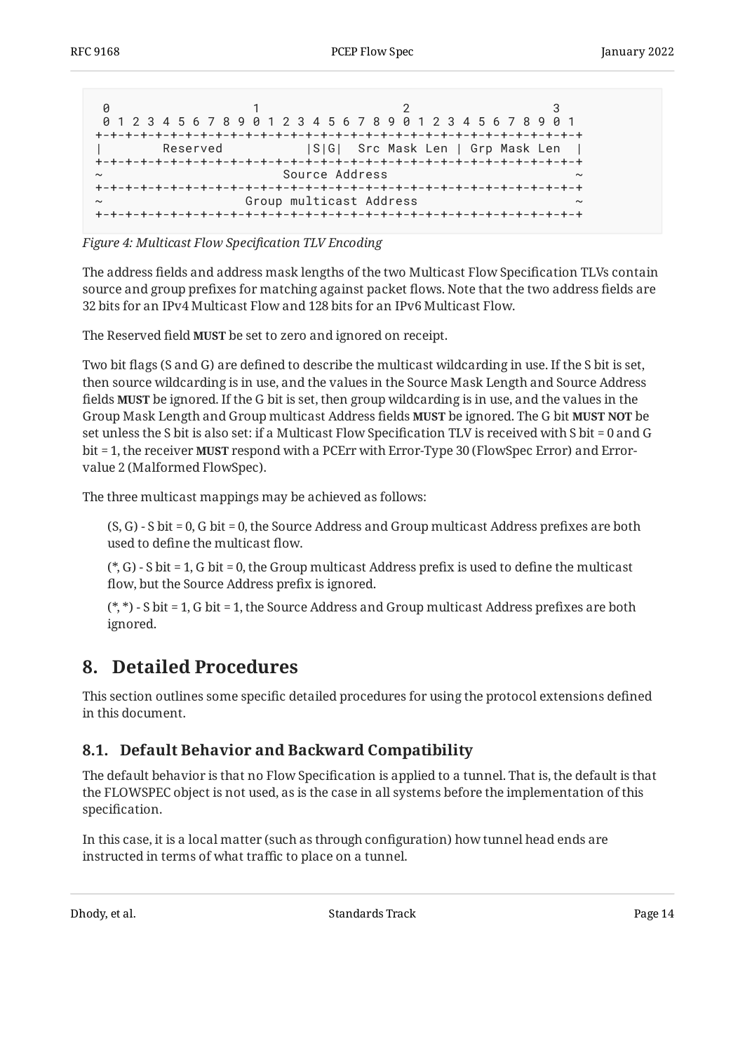```
 0                   1                   2                   3
 0 1 2 3 4 5 6 7 8 9 0 1 2 3 4 5 6 7 8 9 0 1 2 3 4 5 6 7 8 9 0 1
+-+-+-+-+-+-+-+-+-+-+-+-+-+-+-+-+-+-+-+-+-+-+-+-+-+-+-+-+-+-+-+-+
|       Reserved          |S|G|  Src Mask Len | Grp Mask Len  |
+-+-+-+-+-+-+-+-+-+-+-+-+-+-+-+-+-+-+-+-+-+-+-+-+-+-+-+-+-+-+-+-+
~                       Source Address                          ~
+-+-+-+-+-+-+-+-+-+-+-+-+-+-+-+-+-+-+-+-+-+-+-+-+-+-+-+-+-+-+-+-+
~                  Group multicast Address                      ~
+-+-+-+-+-+-+-+-+-+-+-+-+-+-+-+-+-+-+-+-+-+-+-+-+-+-+-+-+-+-+-+-+
```

*Figure 4: Multicast Flow Specification TLV Encoding*

The address fields and address mask lengths of the two Multicast Flow Specification TLVs contain source and group prefixes for matching against packet flows. Note that the two address fields are 32 bits for an IPv4 Multicast Flow and 128 bits for an IPv6 Multicast Flow.

The Reserved field **MUST** be set to zero and ignored on receipt.

Two bit flags (S and G) are defined to describe the multicast wildcarding in use. If the S bit is set, then source wildcarding is in use, and the values in the Source Mask Length and Source Address fields **MUST** be ignored. If the G bit is set, then group wildcarding is in use, and the values in the Group Mask Length and Group multicast Address fields **MUST** be ignored. The G bit **MUST NOT** be set unless the S bit is also set: if a Multicast Flow Specification TLV is received with S bit = 0 and G bit = 1, the receiver **MUST** respond with a PCErr with Error-Type 30 (FlowSpec Error) and Error-value 2 (Malformed FlowSpec).

The three multicast mappings may be achieved as follows:

(S, G) - S bit = 0, G bit = 0, the Source Address and Group multicast Address prefixes are both used to define the multicast flow.

(*, G) - S bit = 1, G bit = 0, the Group multicast Address prefix is used to define the multicast flow, but the Source Address prefix is ignored.

(*, *) - S bit = 1, G bit = 1, the Source Address and Group multicast Address prefixes are both ignored.

# 8. Detailed Procedures

This section outlines some specific detailed procedures for using the protocol extensions defined in this document.

## 8.1. Default Behavior and Backward Compatibility

The default behavior is that no Flow Specification is applied to a tunnel. That is, the default is that the FLOWSPEC object is not used, as is the case in all systems before the implementation of this specification.

In this case, it is a local matter (such as through configuration) how tunnel head ends are instructed in terms of what traffic to place on a tunnel.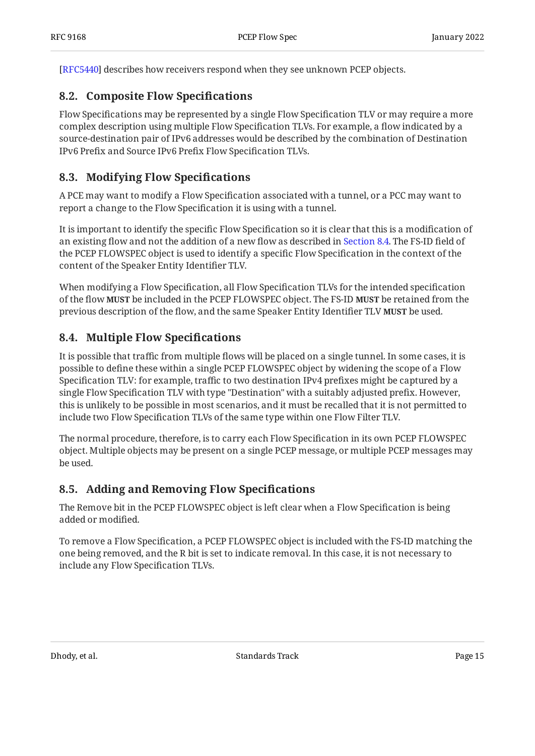[RFC5440] describes how receivers respond when they see unknown PCEP objects.

## 8.2. Composite Flow Specifications

Flow Specifications may be represented by a single Flow Specification TLV or may require a more complex description using multiple Flow Specification TLVs. For example, a flow indicated by a source-destination pair of IPv6 addresses would be described by the combination of Destination IPv6 Prefix and Source IPv6 Prefix Flow Specification TLVs.

## 8.3. Modifying Flow Specifications

A PCE may want to modify a Flow Specification associated with a tunnel, or a PCC may want to report a change to the Flow Specification it is using with a tunnel.

It is important to identify the specific Flow Specification so it is clear that this is a modification of an existing flow and not the addition of a new flow as described in Section 8.4. The FS-ID field of the PCEP FLOWSPEC object is used to identify a specific Flow Specification in the context of the content of the Speaker Entity Identifier TLV.

When modifying a Flow Specification, all Flow Specification TLVs for the intended specification of the flow **MUST** be included in the PCEP FLOWSPEC object. The FS-ID **MUST** be retained from the previous description of the flow, and the same Speaker Entity Identifier TLV **MUST** be used.

## 8.4. Multiple Flow Specifications

It is possible that traffic from multiple flows will be placed on a single tunnel. In some cases, it is possible to define these within a single PCEP FLOWSPEC object by widening the scope of a Flow Specification TLV: for example, traffic to two destination IPv4 prefixes might be captured by a single Flow Specification TLV with type "Destination" with a suitably adjusted prefix. However, this is unlikely to be possible in most scenarios, and it must be recalled that it is not permitted to include two Flow Specification TLVs of the same type within one Flow Filter TLV.

The normal procedure, therefore, is to carry each Flow Specification in its own PCEP FLOWSPEC object. Multiple objects may be present on a single PCEP message, or multiple PCEP messages may be used.

## 8.5. Adding and Removing Flow Specifications

The Remove bit in the PCEP FLOWSPEC object is left clear when a Flow Specification is being added or modified.

To remove a Flow Specification, a PCEP FLOWSPEC object is included with the FS-ID matching the one being removed, and the R bit is set to indicate removal. In this case, it is not necessary to include any Flow Specification TLVs.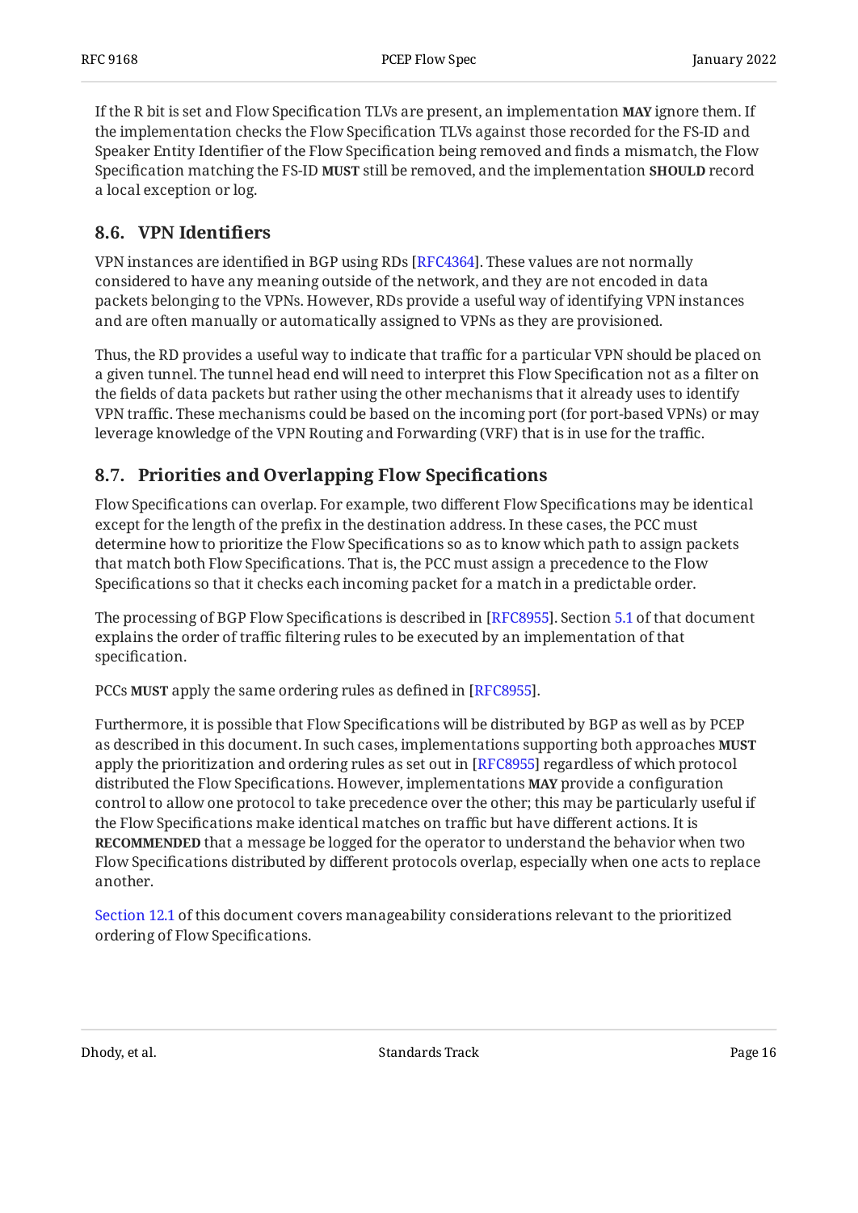If the R bit is set and Flow Specification TLVs are present, an implementation **MAY** ignore them. If the implementation checks the Flow Specification TLVs against those recorded for the FS-ID and Speaker Entity Identifier of the Flow Specification being removed and finds a mismatch, the Flow Specification matching the FS-ID **MUST** still be removed, and the implementation **SHOULD** record a local exception or log.

### 8.6. VPN Identifiers

VPN instances are identified in BGP using RDs [RFC4364]. These values are not normally considered to have any meaning outside of the network, and they are not encoded in data packets belonging to the VPNs. However, RDs provide a useful way of identifying VPN instances and are often manually or automatically assigned to VPNs as they are provisioned.

Thus, the RD provides a useful way to indicate that traffic for a particular VPN should be placed on a given tunnel. The tunnel head end will need to interpret this Flow Specification not as a filter on the fields of data packets but rather using the other mechanisms that it already uses to identify VPN traffic. These mechanisms could be based on the incoming port (for port-based VPNs) or may leverage knowledge of the VPN Routing and Forwarding (VRF) that is in use for the traffic.

### 8.7. Priorities and Overlapping Flow Specifications

Flow Specifications can overlap. For example, two different Flow Specifications may be identical except for the length of the prefix in the destination address. In these cases, the PCC must determine how to prioritize the Flow Specifications so as to know which path to assign packets that match both Flow Specifications. That is, the PCC must assign a precedence to the Flow Specifications so that it checks each incoming packet for a match in a predictable order.

The processing of BGP Flow Specifications is described in [RFC8955]. Section 5.1 of that document explains the order of traffic filtering rules to be executed by an implementation of that specification.

PCCs **MUST** apply the same ordering rules as defined in [RFC8955].

Furthermore, it is possible that Flow Specifications will be distributed by BGP as well as by PCEP as described in this document. In such cases, implementations supporting both approaches **MUST** apply the prioritization and ordering rules as set out in [RFC8955] regardless of which protocol distributed the Flow Specifications. However, implementations **MAY** provide a configuration control to allow one protocol to take precedence over the other; this may be particularly useful if the Flow Specifications make identical matches on traffic but have different actions. It is **RECOMMENDED** that a message be logged for the operator to understand the behavior when two Flow Specifications distributed by different protocols overlap, especially when one acts to replace another.

Section 12.1 of this document covers manageability considerations relevant to the prioritized ordering of Flow Specifications.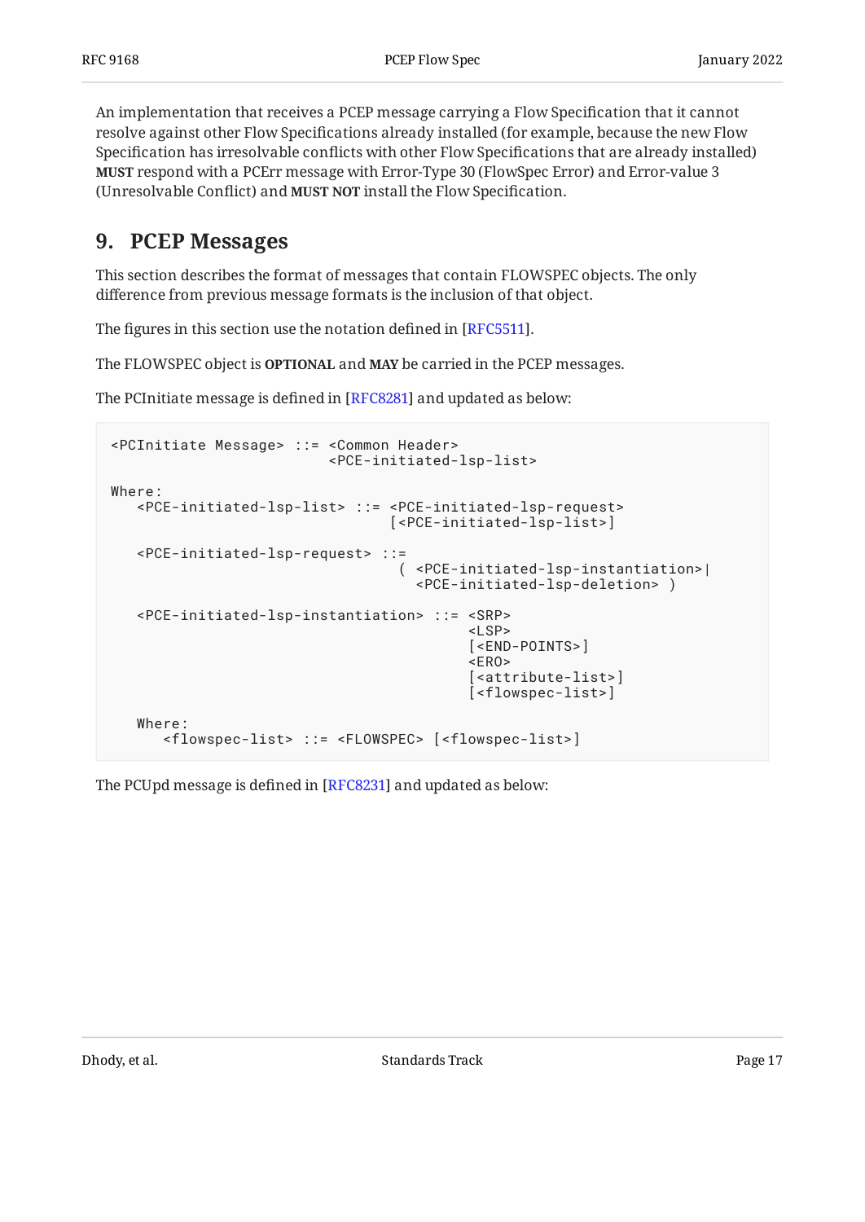An implementation that receives a PCEP message carrying a Flow Specification that it cannot resolve against other Flow Specifications already installed (for example, because the new Flow Specification has irresolvable conflicts with other Flow Specifications that are already installed) **MUST** respond with a PCErr message with Error-Type 30 (FlowSpec Error) and Error-value 3 (Unresolvable Conflict) and **MUST NOT** install the Flow Specification.

## 9. PCEP Messages

This section describes the format of messages that contain FLOWSPEC objects. The only difference from previous message formats is the inclusion of that object.

The figures in this section use the notation defined in [RFC5511].

The FLOWSPEC object is **OPTIONAL** and **MAY** be carried in the PCEP messages.

The PCInitiate message is defined in [RFC8281] and updated as below:

```
<PCInitiate Message> ::= <Common Header>
                         <PCE-initiated-lsp-list>

Where:
   <PCE-initiated-lsp-list> ::= <PCE-initiated-lsp-request>
                                [<PCE-initiated-lsp-list>]

   <PCE-initiated-lsp-request> ::=
                                 ( <PCE-initiated-lsp-instantiation>|
                                   <PCE-initiated-lsp-deletion> )

   <PCE-initiated-lsp-instantiation> ::= <SRP>
                                         <LSP>
                                         [<END-POINTS>]
                                         <ERO>
                                         [<attribute-list>]
                                         [<flowspec-list>]

   Where:
      <flowspec-list> ::= <FLOWSPEC> [<flowspec-list>]
```

The PCUpd message is defined in [RFC8231] and updated as below: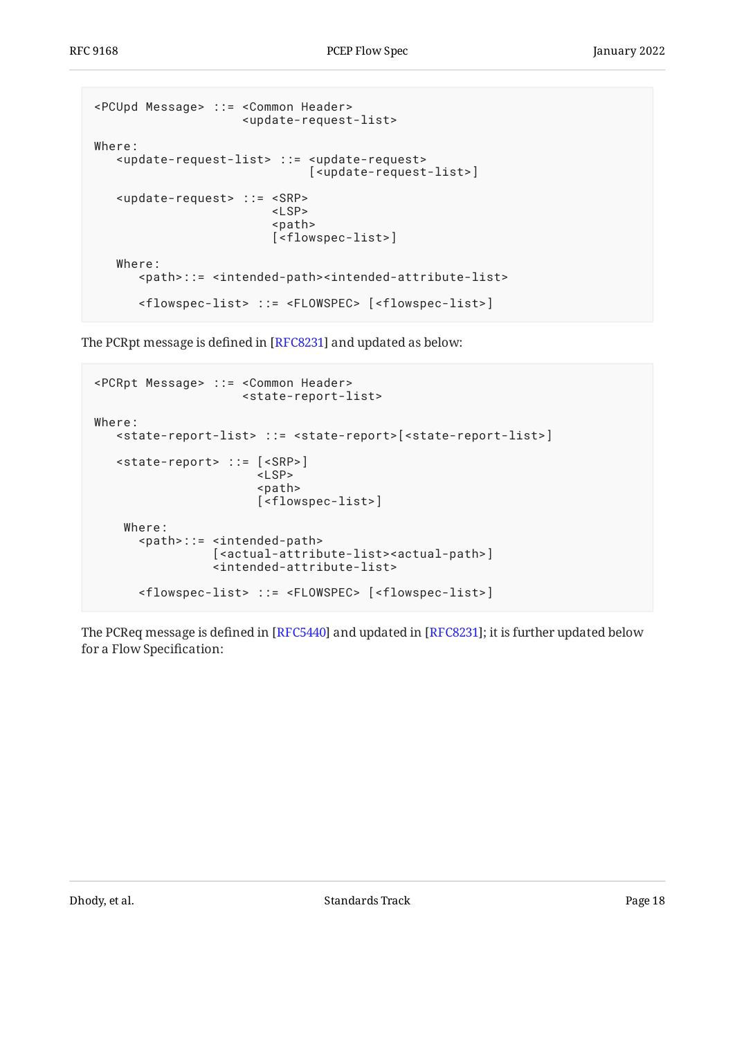```
<PCUpd Message> ::= <Common Header>
                    <update-request-list>

Where:
   <update-request-list> ::= <update-request>
                             [<update-request-list>]

   <update-request> ::= <SRP>
                        <LSP>
                        <path>
                        [<flowspec-list>]

   Where:
      <path>::= <intended-path><intended-attribute-list>

      <flowspec-list> ::= <FLOWSPEC> [<flowspec-list>]
```

The PCRpt message is defined in [RFC8231] and updated as below:

```
<PCRpt Message> ::= <Common Header>
                    <state-report-list>

Where:
   <state-report-list> ::= <state-report>[<state-report-list>]

   <state-report> ::= [<SRP>]
                      <LSP>
                      <path>
                      [<flowspec-list>]

    Where:
      <path>::= <intended-path>
                [<actual-attribute-list><actual-path>]
                <intended-attribute-list>

      <flowspec-list> ::= <FLOWSPEC> [<flowspec-list>]
```

The PCReq message is defined in [RFC5440] and updated in [RFC8231]; it is further updated below for a Flow Specification: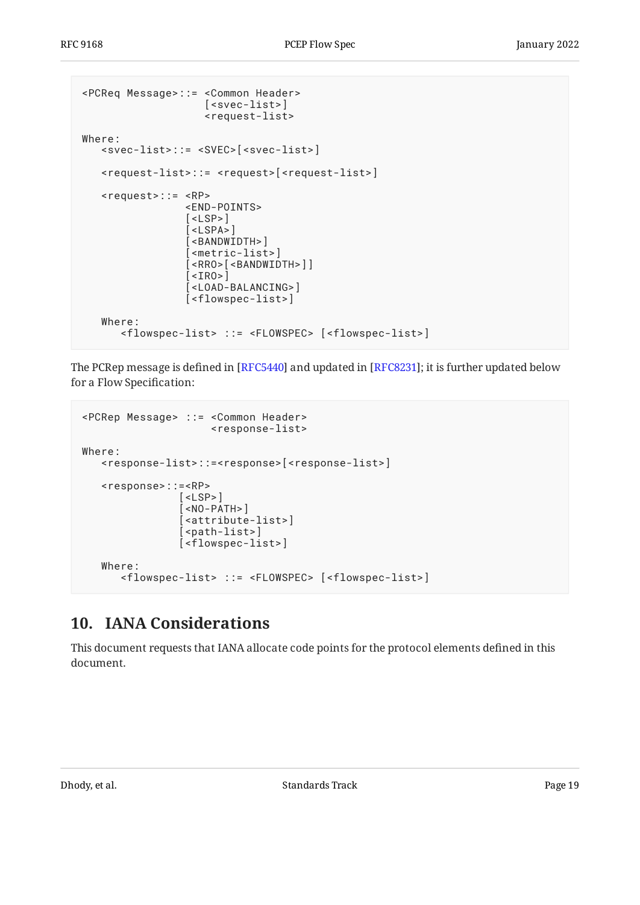```
<PCReq Message>::= <Common Header>
                   [<svec-list>]
                   <request-list>

Where:
   <svec-list>::= <SVEC>[<svec-list>]

   <request-list>::= <request>[<request-list>]

   <request>::= <RP>
                <END-POINTS>
                [<LSP>]
                [<LSPA>]
                [<BANDWIDTH>]
                [<metric-list>]
                [<RRO>[<BANDWIDTH>]]
                [<IRO>]
                [<LOAD-BALANCING>]
                [<flowspec-list>]

   Where:
      <flowspec-list> ::= <FLOWSPEC> [<flowspec-list>]
```

The PCRep message is defined in [RFC5440] and updated in [RFC8231]; it is further updated below for a Flow Specification:

```
<PCRep Message> ::= <Common Header>
                    <response-list>

Where:
   <response-list>::=<response>[<response-list>]

   <response>::=<RP>
               [<LSP>]
               [<NO-PATH>]
               [<attribute-list>]
               [<path-list>]
               [<flowspec-list>]

   Where:
      <flowspec-list> ::= <FLOWSPEC> [<flowspec-list>]
```

## 10. IANA Considerations

This document requests that IANA allocate code points for the protocol elements defined in this document.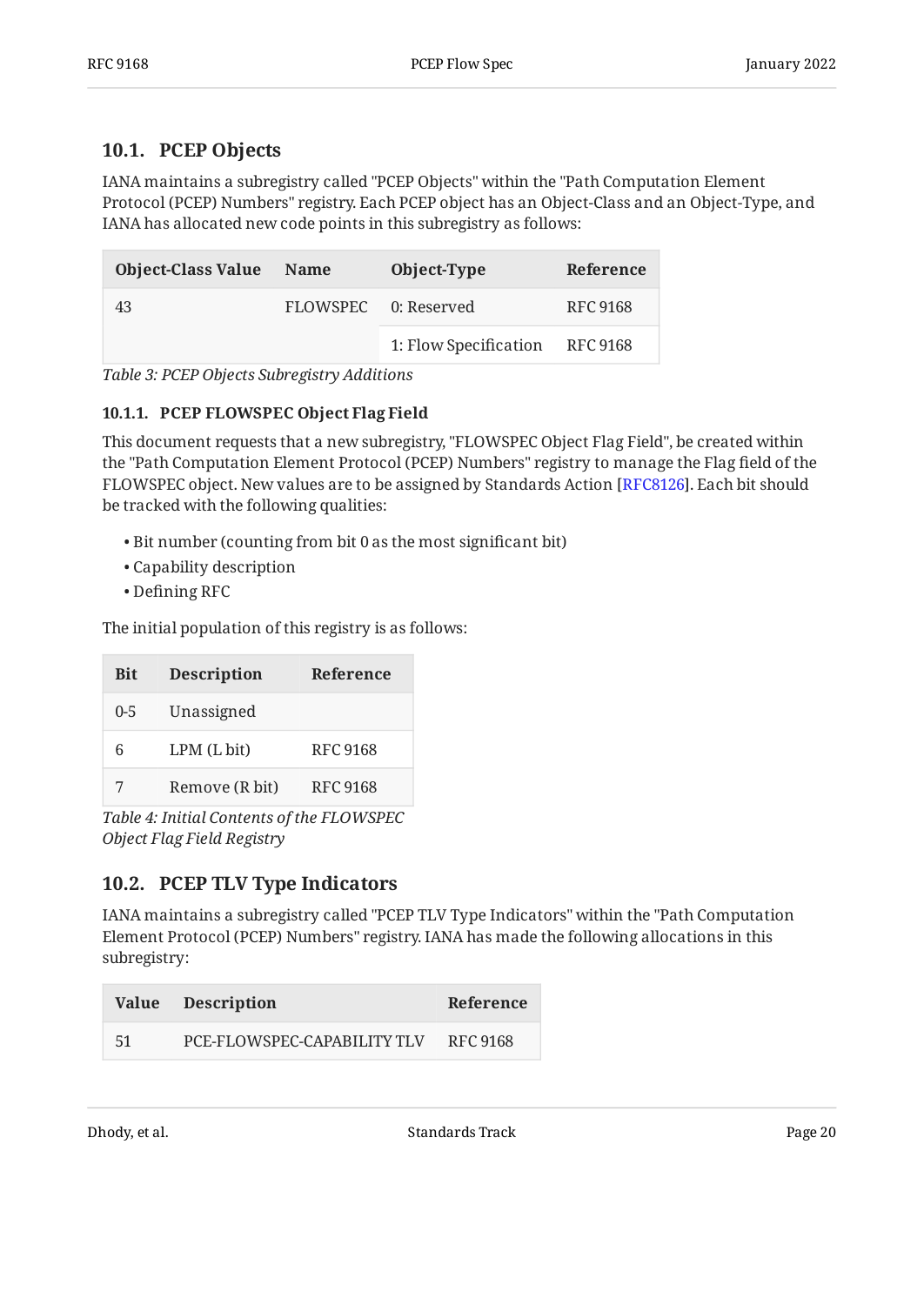### 10.1. PCEP Objects

IANA maintains a subregistry called "PCEP Objects" within the "Path Computation Element Protocol (PCEP) Numbers" registry. Each PCEP object has an Object-Class and an Object-Type, and IANA has allocated new code points in this subregistry as follows:

| Object-Class Value | Name | Object-Type | Reference |
|---|---|---|---|
| 43 | FLOWSPEC | 0: Reserved | RFC 9168 |
| | | 1: Flow Specification | RFC 9168 |

*Table 3: PCEP Objects Subregistry Additions*

#### 10.1.1. PCEP FLOWSPEC Object Flag Field

This document requests that a new subregistry, "FLOWSPEC Object Flag Field", be created within the "Path Computation Element Protocol (PCEP) Numbers" registry to manage the Flag field of the FLOWSPEC object. New values are to be assigned by Standards Action [RFC8126]. Each bit should be tracked with the following qualities:

- Bit number (counting from bit 0 as the most significant bit)
- Capability description
- Defining RFC

The initial population of this registry is as follows:

| Bit | Description | Reference |
|---|---|---|
| 0-5 | Unassigned | |
| 6 | LPM (L bit) | RFC 9168 |
| 7 | Remove (R bit) | RFC 9168 |

*Table 4: Initial Contents of the FLOWSPEC Object Flag Field Registry*

### 10.2. PCEP TLV Type Indicators

IANA maintains a subregistry called "PCEP TLV Type Indicators" within the "Path Computation Element Protocol (PCEP) Numbers" registry. IANA has made the following allocations in this subregistry:

| Value | Description | Reference |
|---|---|---|
| 51 | PCE-FLOWSPEC-CAPABILITY TLV | RFC 9168 |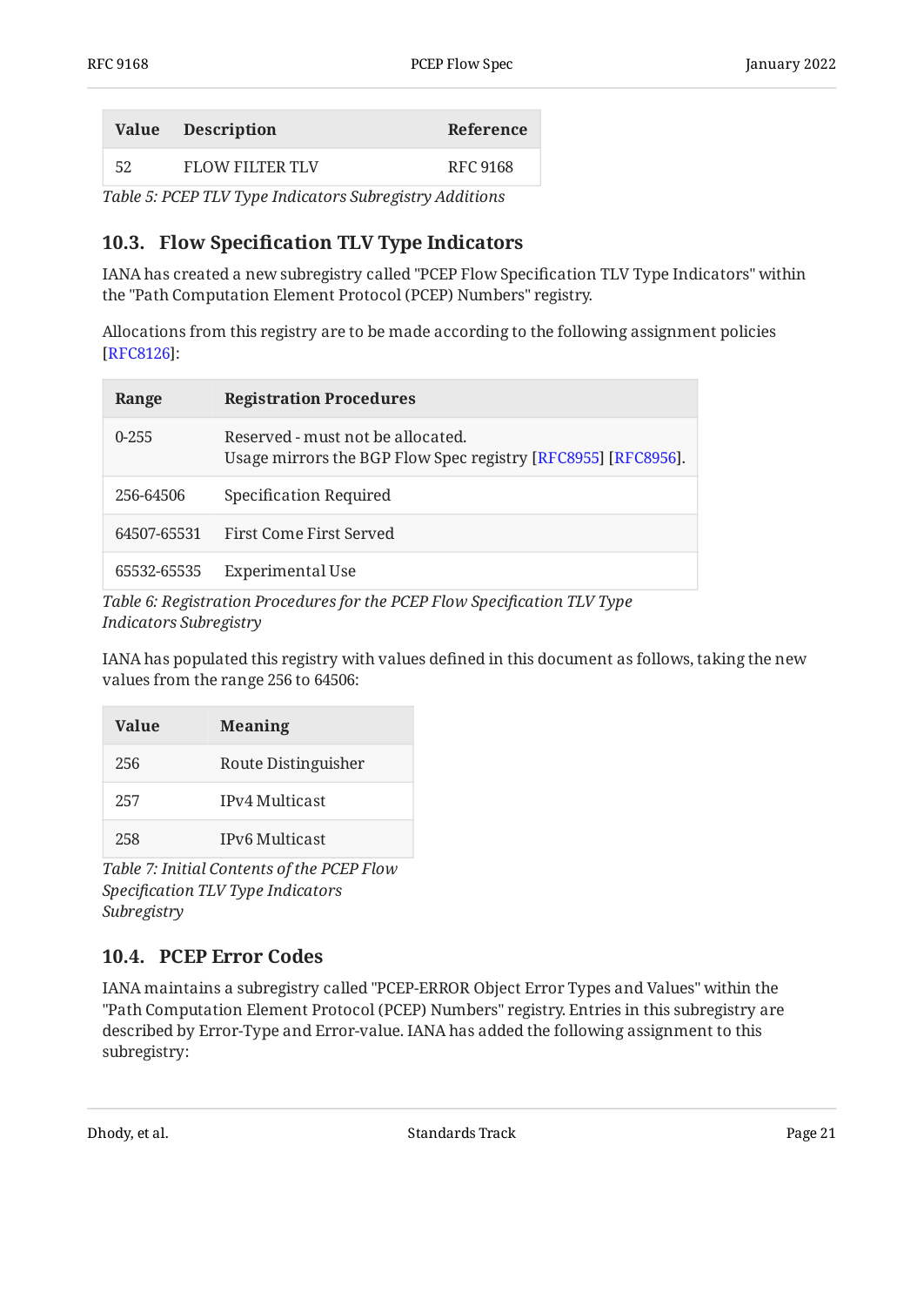| Value | Description | Reference |
|---|---|---|
| 52 | FLOW FILTER TLV | RFC 9168 |

*Table 5: PCEP TLV Type Indicators Subregistry Additions*

### 10.3. Flow Specification TLV Type Indicators

IANA has created a new subregistry called "PCEP Flow Specification TLV Type Indicators" within the "Path Computation Element Protocol (PCEP) Numbers" registry.

Allocations from this registry are to be made according to the following assignment policies [RFC8126]:

| Range | Registration Procedures |
|---|---|
| 0-255 | Reserved - must not be allocated. Usage mirrors the BGP Flow Spec registry [RFC8955] [RFC8956]. |
| 256-64506 | Specification Required |
| 64507-65531 | First Come First Served |
| 65532-65535 | Experimental Use |

*Table 6: Registration Procedures for the PCEP Flow Specification TLV Type Indicators Subregistry*

IANA has populated this registry with values defined in this document as follows, taking the new values from the range 256 to 64506:

| Value | Meaning |
|---|---|
| 256 | Route Distinguisher |
| 257 | IPv4 Multicast |
| 258 | IPv6 Multicast |

*Table 7: Initial Contents of the PCEP Flow Specification TLV Type Indicators Subregistry*

### 10.4. PCEP Error Codes

IANA maintains a subregistry called "PCEP-ERROR Object Error Types and Values" within the "Path Computation Element Protocol (PCEP) Numbers" registry. Entries in this subregistry are described by Error-Type and Error-value. IANA has added the following assignment to this subregistry: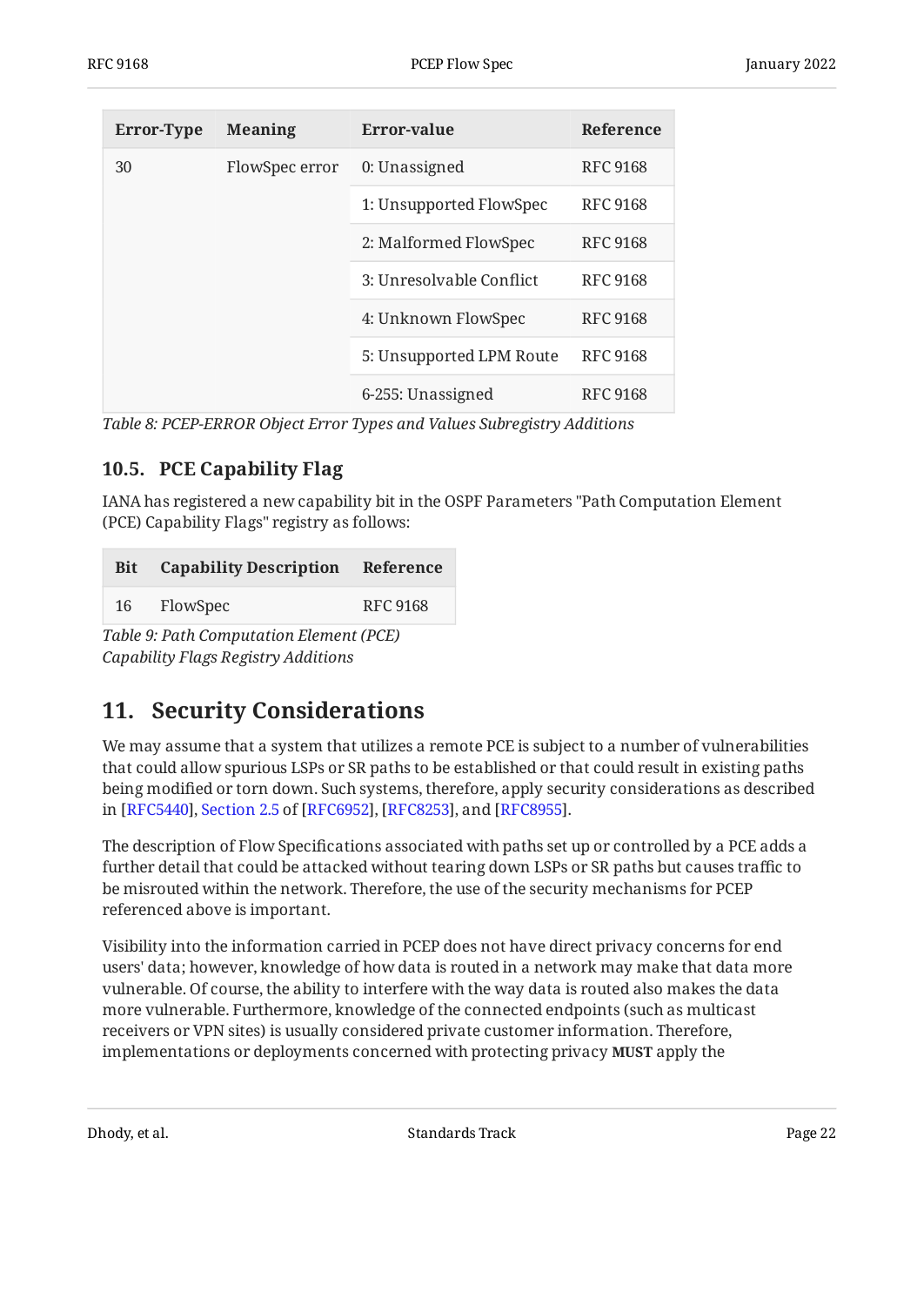| Error-Type | Meaning | Error-value | Reference |
|---|---|---|---|
| 30 | FlowSpec error | 0: Unassigned | RFC 9168 |
| | | 1: Unsupported FlowSpec | RFC 9168 |
| | | 2: Malformed FlowSpec | RFC 9168 |
| | | 3: Unresolvable Conflict | RFC 9168 |
| | | 4: Unknown FlowSpec | RFC 9168 |
| | | 5: Unsupported LPM Route | RFC 9168 |
| | | 6-255: Unassigned | RFC 9168 |

*Table 8: PCEP-ERROR Object Error Types and Values Subregistry Additions*

### 10.5. PCE Capability Flag

IANA has registered a new capability bit in the OSPF Parameters "Path Computation Element (PCE) Capability Flags" registry as follows:

| Bit | Capability Description | Reference |
|---|---|---|
| 16 | FlowSpec | RFC 9168 |

*Table 9: Path Computation Element (PCE) Capability Flags Registry Additions*

## 11. Security Considerations

We may assume that a system that utilizes a remote PCE is subject to a number of vulnerabilities that could allow spurious LSPs or SR paths to be established or that could result in existing paths being modified or torn down. Such systems, therefore, apply security considerations as described in [RFC5440], Section 2.5 of [RFC6952], [RFC8253], and [RFC8955].

The description of Flow Specifications associated with paths set up or controlled by a PCE adds a further detail that could be attacked without tearing down LSPs or SR paths but causes traffic to be misrouted within the network. Therefore, the use of the security mechanisms for PCEP referenced above is important.

Visibility into the information carried in PCEP does not have direct privacy concerns for end users' data; however, knowledge of how data is routed in a network may make that data more vulnerable. Of course, the ability to interfere with the way data is routed also makes the data more vulnerable. Furthermore, knowledge of the connected endpoints (such as multicast receivers or VPN sites) is usually considered private customer information. Therefore, implementations or deployments concerned with protecting privacy **MUST** apply the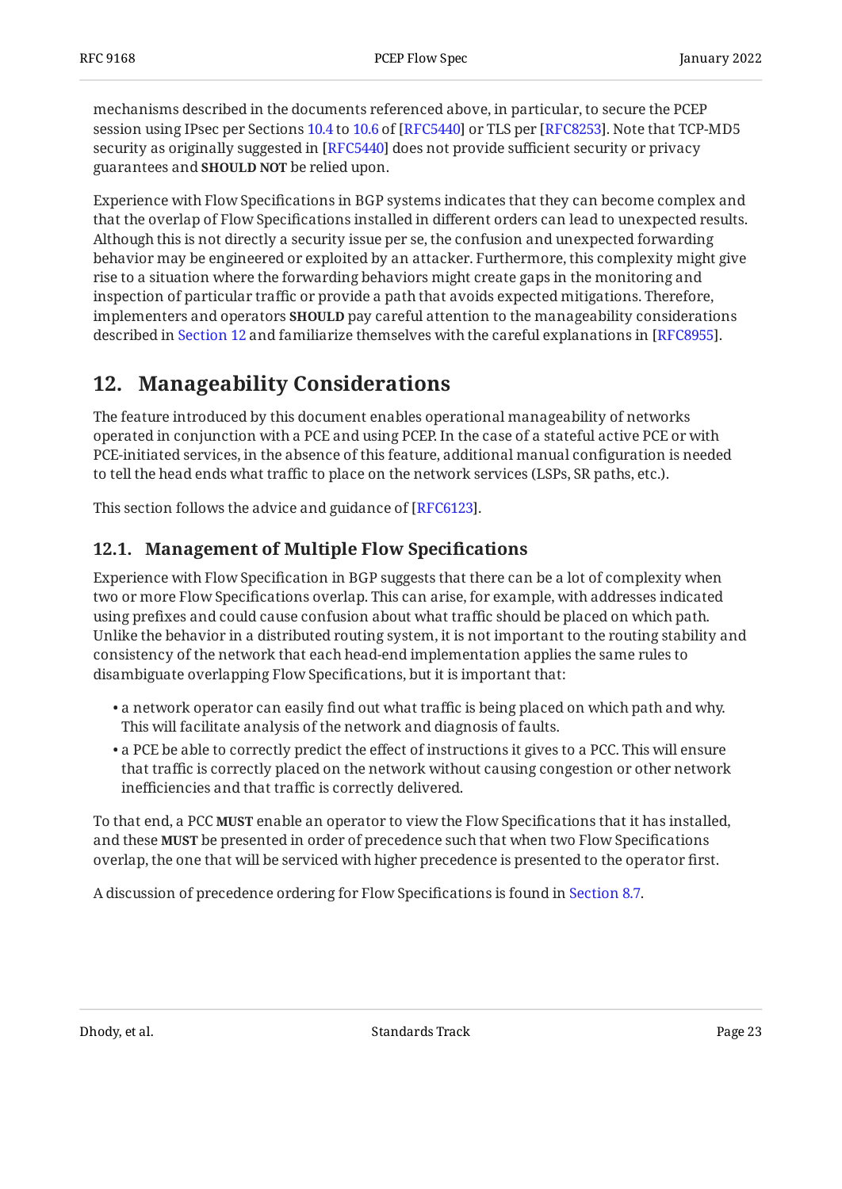mechanisms described in the documents referenced above, in particular, to secure the PCEP session using IPsec per Sections 10.4 to 10.6 of [RFC5440] or TLS per [RFC8253]. Note that TCP-MD5 security as originally suggested in [RFC5440] does not provide sufficient security or privacy guarantees and **SHOULD NOT** be relied upon.

Experience with Flow Specifications in BGP systems indicates that they can become complex and that the overlap of Flow Specifications installed in different orders can lead to unexpected results. Although this is not directly a security issue per se, the confusion and unexpected forwarding behavior may be engineered or exploited by an attacker. Furthermore, this complexity might give rise to a situation where the forwarding behaviors might create gaps in the monitoring and inspection of particular traffic or provide a path that avoids expected mitigations. Therefore, implementers and operators **SHOULD** pay careful attention to the manageability considerations described in Section 12 and familiarize themselves with the careful explanations in [RFC8955].

## 12. Manageability Considerations

The feature introduced by this document enables operational manageability of networks operated in conjunction with a PCE and using PCEP. In the case of a stateful active PCE or with PCE-initiated services, in the absence of this feature, additional manual configuration is needed to tell the head ends what traffic to place on the network services (LSPs, SR paths, etc.).

This section follows the advice and guidance of [RFC6123].

### 12.1. Management of Multiple Flow Specifications

Experience with Flow Specification in BGP suggests that there can be a lot of complexity when two or more Flow Specifications overlap. This can arise, for example, with addresses indicated using prefixes and could cause confusion about what traffic should be placed on which path. Unlike the behavior in a distributed routing system, it is not important to the routing stability and consistency of the network that each head-end implementation applies the same rules to disambiguate overlapping Flow Specifications, but it is important that:

- a network operator can easily find out what traffic is being placed on which path and why. This will facilitate analysis of the network and diagnosis of faults.
- a PCE be able to correctly predict the effect of instructions it gives to a PCC. This will ensure that traffic is correctly placed on the network without causing congestion or other network inefficiencies and that traffic is correctly delivered.

To that end, a PCC **MUST** enable an operator to view the Flow Specifications that it has installed, and these **MUST** be presented in order of precedence such that when two Flow Specifications overlap, the one that will be serviced with higher precedence is presented to the operator first.

A discussion of precedence ordering for Flow Specifications is found in Section 8.7.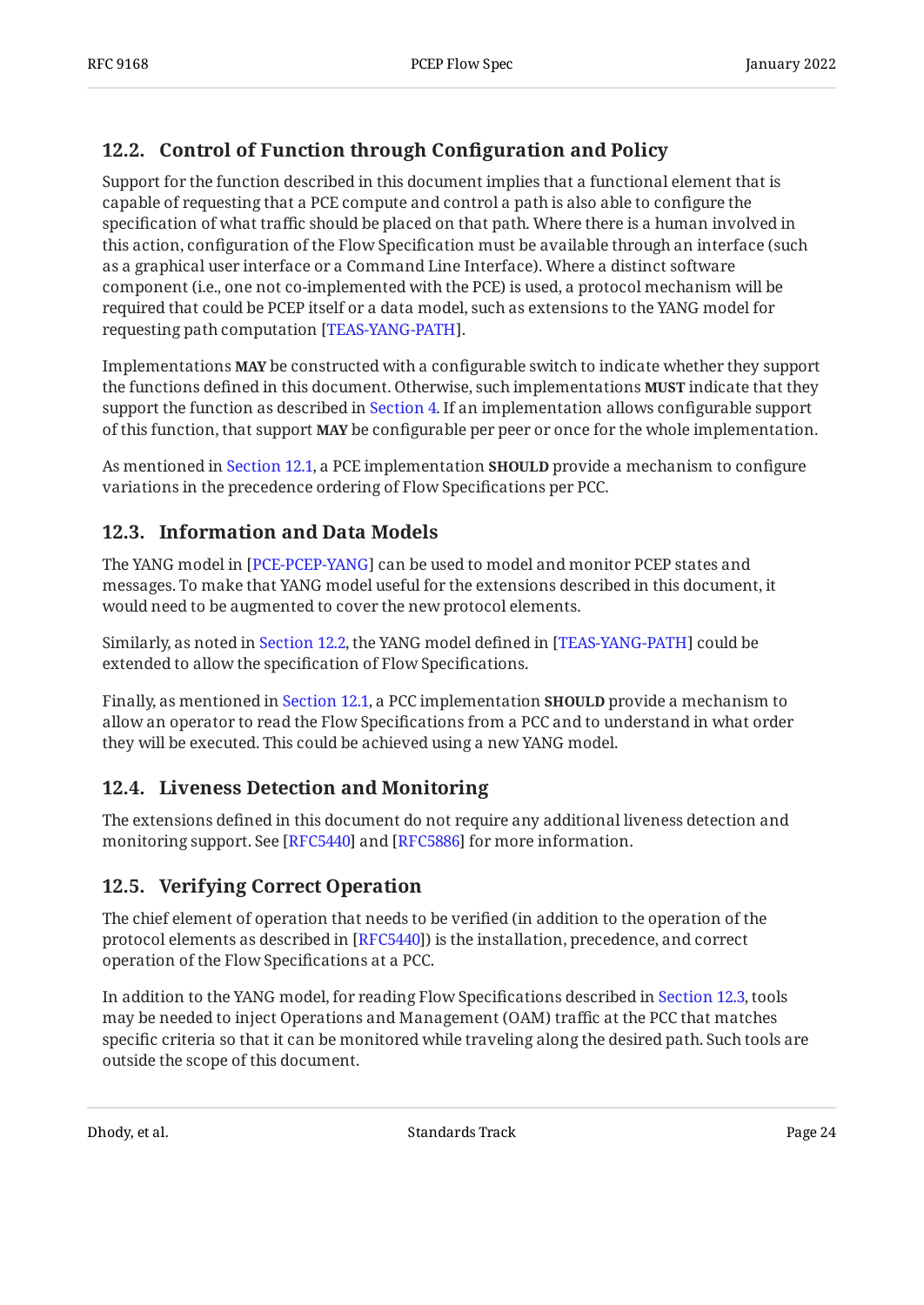## 12.2. Control of Function through Configuration and Policy

Support for the function described in this document implies that a functional element that is capable of requesting that a PCE compute and control a path is also able to configure the specification of what traffic should be placed on that path. Where there is a human involved in this action, configuration of the Flow Specification must be available through an interface (such as a graphical user interface or a Command Line Interface). Where a distinct software component (i.e., one not co-implemented with the PCE) is used, a protocol mechanism will be required that could be PCEP itself or a data model, such as extensions to the YANG model for requesting path computation [TEAS-YANG-PATH].

Implementations **MAY** be constructed with a configurable switch to indicate whether they support the functions defined in this document. Otherwise, such implementations **MUST** indicate that they support the function as described in Section 4. If an implementation allows configurable support of this function, that support **MAY** be configurable per peer or once for the whole implementation.

As mentioned in Section 12.1, a PCE implementation **SHOULD** provide a mechanism to configure variations in the precedence ordering of Flow Specifications per PCC.

## 12.3. Information and Data Models

The YANG model in [PCE-PCEP-YANG] can be used to model and monitor PCEP states and messages. To make that YANG model useful for the extensions described in this document, it would need to be augmented to cover the new protocol elements.

Similarly, as noted in Section 12.2, the YANG model defined in [TEAS-YANG-PATH] could be extended to allow the specification of Flow Specifications.

Finally, as mentioned in Section 12.1, a PCC implementation **SHOULD** provide a mechanism to allow an operator to read the Flow Specifications from a PCC and to understand in what order they will be executed. This could be achieved using a new YANG model.

## 12.4. Liveness Detection and Monitoring

The extensions defined in this document do not require any additional liveness detection and monitoring support. See [RFC5440] and [RFC5886] for more information.

## 12.5. Verifying Correct Operation

The chief element of operation that needs to be verified (in addition to the operation of the protocol elements as described in [RFC5440]) is the installation, precedence, and correct operation of the Flow Specifications at a PCC.

In addition to the YANG model, for reading Flow Specifications described in Section 12.3, tools may be needed to inject Operations and Management (OAM) traffic at the PCC that matches specific criteria so that it can be monitored while traveling along the desired path. Such tools are outside the scope of this document.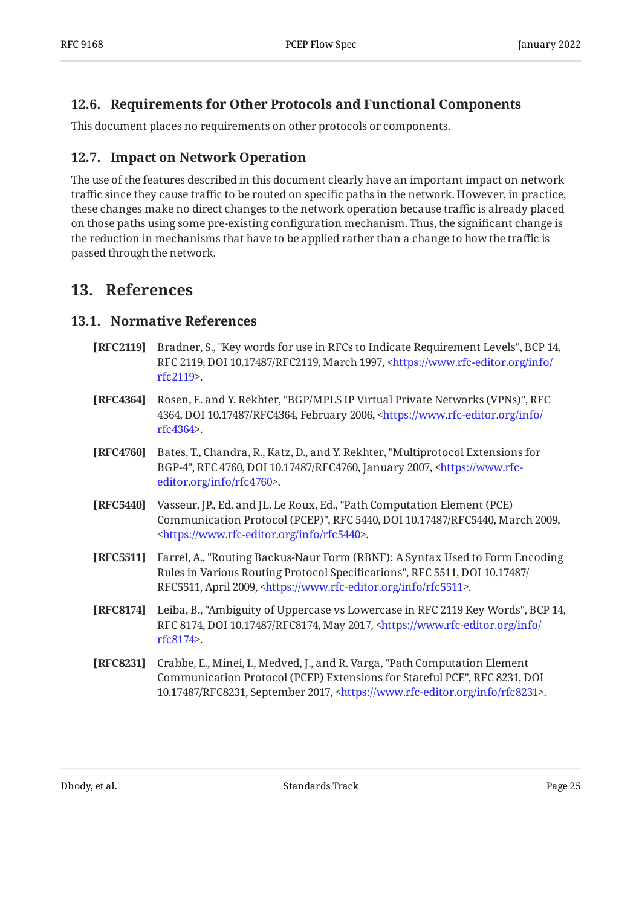### 12.6. Requirements for Other Protocols and Functional Components

This document places no requirements on other protocols or components.

### 12.7. Impact on Network Operation

The use of the features described in this document clearly have an important impact on network traffic since they cause traffic to be routed on specific paths in the network. However, in practice, these changes make no direct changes to the network operation because traffic is already placed on those paths using some pre-existing configuration mechanism. Thus, the significant change is the reduction in mechanisms that have to be applied rather than a change to how the traffic is passed through the network.

## 13. References

### 13.1. Normative References

**[RFC2119]** Bradner, S., "Key words for use in RFCs to Indicate Requirement Levels", BCP 14, RFC 2119, DOI 10.17487/RFC2119, March 1997, <https://www.rfc-editor.org/info/rfc2119>.

**[RFC4364]** Rosen, E. and Y. Rekhter, "BGP/MPLS IP Virtual Private Networks (VPNs)", RFC 4364, DOI 10.17487/RFC4364, February 2006, <https://www.rfc-editor.org/info/rfc4364>.

**[RFC4760]** Bates, T., Chandra, R., Katz, D., and Y. Rekhter, "Multiprotocol Extensions for BGP-4", RFC 4760, DOI 10.17487/RFC4760, January 2007, <https://www.rfc-editor.org/info/rfc4760>.

**[RFC5440]** Vasseur, JP., Ed. and JL. Le Roux, Ed., "Path Computation Element (PCE) Communication Protocol (PCEP)", RFC 5440, DOI 10.17487/RFC5440, March 2009, <https://www.rfc-editor.org/info/rfc5440>.

**[RFC5511]** Farrel, A., "Routing Backus-Naur Form (RBNF): A Syntax Used to Form Encoding Rules in Various Routing Protocol Specifications", RFC 5511, DOI 10.17487/RFC5511, April 2009, <https://www.rfc-editor.org/info/rfc5511>.

**[RFC8174]** Leiba, B., "Ambiguity of Uppercase vs Lowercase in RFC 2119 Key Words", BCP 14, RFC 8174, DOI 10.17487/RFC8174, May 2017, <https://www.rfc-editor.org/info/rfc8174>.

**[RFC8231]** Crabbe, E., Minei, I., Medved, J., and R. Varga, "Path Computation Element Communication Protocol (PCEP) Extensions for Stateful PCE", RFC 8231, DOI 10.17487/RFC8231, September 2017, <https://www.rfc-editor.org/info/rfc8231>.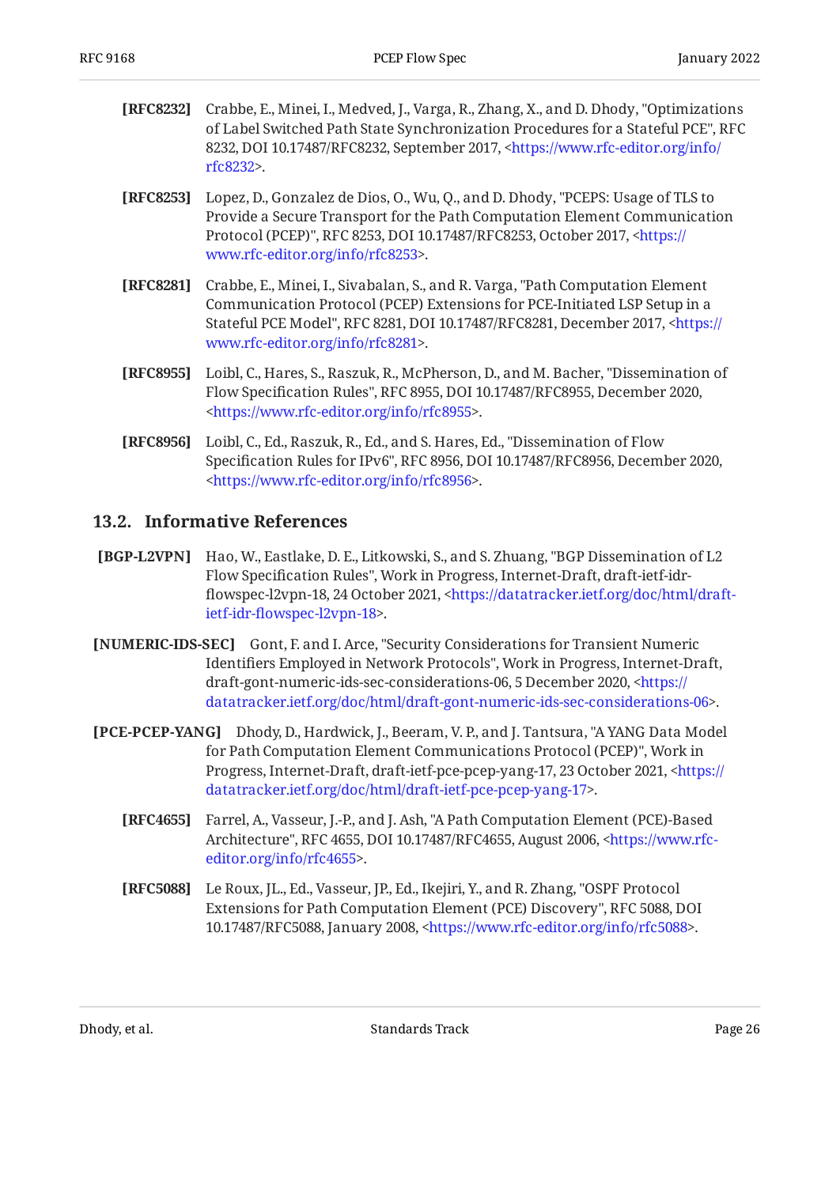**[RFC8232]** Crabbe, E., Minei, I., Medved, J., Varga, R., Zhang, X., and D. Dhody, "Optimizations of Label Switched Path State Synchronization Procedures for a Stateful PCE", RFC 8232, DOI 10.17487/RFC8232, September 2017, <https://www.rfc-editor.org/info/rfc8232>.

**[RFC8253]** Lopez, D., Gonzalez de Dios, O., Wu, Q., and D. Dhody, "PCEPS: Usage of TLS to Provide a Secure Transport for the Path Computation Element Communication Protocol (PCEP)", RFC 8253, DOI 10.17487/RFC8253, October 2017, <https://www.rfc-editor.org/info/rfc8253>.

**[RFC8281]** Crabbe, E., Minei, I., Sivabalan, S., and R. Varga, "Path Computation Element Communication Protocol (PCEP) Extensions for PCE-Initiated LSP Setup in a Stateful PCE Model", RFC 8281, DOI 10.17487/RFC8281, December 2017, <https://www.rfc-editor.org/info/rfc8281>.

**[RFC8955]** Loibl, C., Hares, S., Raszuk, R., McPherson, D., and M. Bacher, "Dissemination of Flow Specification Rules", RFC 8955, DOI 10.17487/RFC8955, December 2020, <https://www.rfc-editor.org/info/rfc8955>.

**[RFC8956]** Loibl, C., Ed., Raszuk, R., Ed., and S. Hares, Ed., "Dissemination of Flow Specification Rules for IPv6", RFC 8956, DOI 10.17487/RFC8956, December 2020, <https://www.rfc-editor.org/info/rfc8956>.

## 13.2. Informative References

**[BGP-L2VPN]** Hao, W., Eastlake, D. E., Litkowski, S., and S. Zhuang, "BGP Dissemination of L2 Flow Specification Rules", Work in Progress, Internet-Draft, draft-ietf-idr-flowspec-l2vpn-18, 24 October 2021, <https://datatracker.ietf.org/doc/html/draft-ietf-idr-flowspec-l2vpn-18>.

**[NUMERIC-IDS-SEC]** Gont, F. and I. Arce, "Security Considerations for Transient Numeric Identifiers Employed in Network Protocols", Work in Progress, Internet-Draft, draft-gont-numeric-ids-sec-considerations-06, 5 December 2020, <https://datatracker.ietf.org/doc/html/draft-gont-numeric-ids-sec-considerations-06>.

**[PCE-PCEP-YANG]** Dhody, D., Hardwick, J., Beeram, V. P., and J. Tantsura, "A YANG Data Model for Path Computation Element Communications Protocol (PCEP)", Work in Progress, Internet-Draft, draft-ietf-pce-pcep-yang-17, 23 October 2021, <https://datatracker.ietf.org/doc/html/draft-ietf-pce-pcep-yang-17>.

**[RFC4655]** Farrel, A., Vasseur, J.-P., and J. Ash, "A Path Computation Element (PCE)-Based Architecture", RFC 4655, DOI 10.17487/RFC4655, August 2006, <https://www.rfc-editor.org/info/rfc4655>.

**[RFC5088]** Le Roux, JL., Ed., Vasseur, JP., Ed., Ikejiri, Y., and R. Zhang, "OSPF Protocol Extensions for Path Computation Element (PCE) Discovery", RFC 5088, DOI 10.17487/RFC5088, January 2008, <https://www.rfc-editor.org/info/rfc5088>.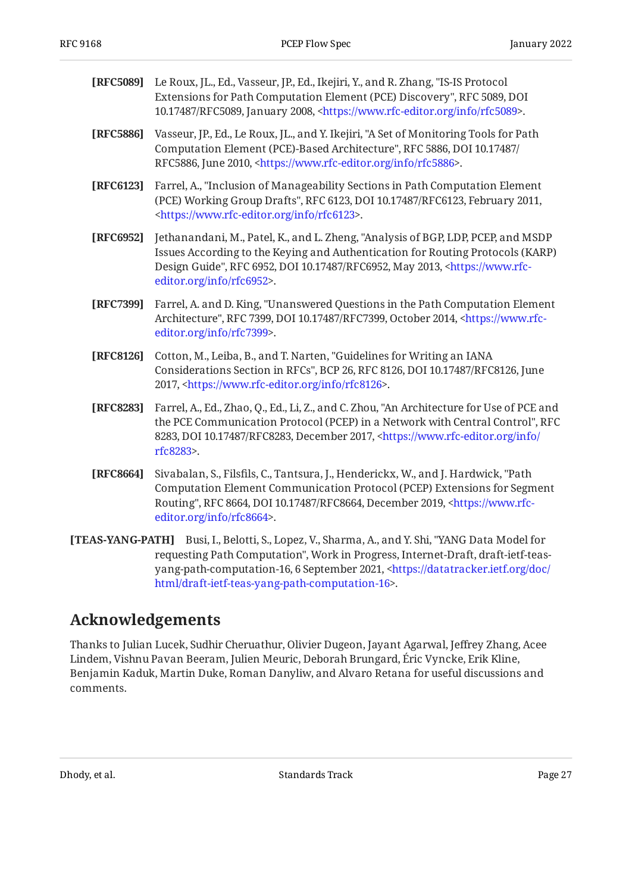**[RFC5089]** Le Roux, JL., Ed., Vasseur, JP., Ed., Ikejiri, Y., and R. Zhang, "IS-IS Protocol Extensions for Path Computation Element (PCE) Discovery", RFC 5089, DOI 10.17487/RFC5089, January 2008, <https://www.rfc-editor.org/info/rfc5089>.

**[RFC5886]** Vasseur, JP., Ed., Le Roux, JL., and Y. Ikejiri, "A Set of Monitoring Tools for Path Computation Element (PCE)-Based Architecture", RFC 5886, DOI 10.17487/RFC5886, June 2010, <https://www.rfc-editor.org/info/rfc5886>.

**[RFC6123]** Farrel, A., "Inclusion of Manageability Sections in Path Computation Element (PCE) Working Group Drafts", RFC 6123, DOI 10.17487/RFC6123, February 2011, <https://www.rfc-editor.org/info/rfc6123>.

**[RFC6952]** Jethanandani, M., Patel, K., and L. Zheng, "Analysis of BGP, LDP, PCEP, and MSDP Issues According to the Keying and Authentication for Routing Protocols (KARP) Design Guide", RFC 6952, DOI 10.17487/RFC6952, May 2013, <https://www.rfc-editor.org/info/rfc6952>.

**[RFC7399]** Farrel, A. and D. King, "Unanswered Questions in the Path Computation Element Architecture", RFC 7399, DOI 10.17487/RFC7399, October 2014, <https://www.rfc-editor.org/info/rfc7399>.

**[RFC8126]** Cotton, M., Leiba, B., and T. Narten, "Guidelines for Writing an IANA Considerations Section in RFCs", BCP 26, RFC 8126, DOI 10.17487/RFC8126, June 2017, <https://www.rfc-editor.org/info/rfc8126>.

**[RFC8283]** Farrel, A., Ed., Zhao, Q., Ed., Li, Z., and C. Zhou, "An Architecture for Use of PCE and the PCE Communication Protocol (PCEP) in a Network with Central Control", RFC 8283, DOI 10.17487/RFC8283, December 2017, <https://www.rfc-editor.org/info/rfc8283>.

**[RFC8664]** Sivabalan, S., Filsfils, C., Tantsura, J., Henderickx, W., and J. Hardwick, "Path Computation Element Communication Protocol (PCEP) Extensions for Segment Routing", RFC 8664, DOI 10.17487/RFC8664, December 2019, <https://www.rfc-editor.org/info/rfc8664>.

**[TEAS-YANG-PATH]** Busi, I., Belotti, S., Lopez, V., Sharma, A., and Y. Shi, "YANG Data Model for requesting Path Computation", Work in Progress, Internet-Draft, draft-ietf-teas-yang-path-computation-16, 6 September 2021, <https://datatracker.ietf.org/doc/html/draft-ietf-teas-yang-path-computation-16>.

## Acknowledgements

Thanks to Julian Lucek, Sudhir Cheruathur, Olivier Dugeon, Jayant Agarwal, Jeffrey Zhang, Acee Lindem, Vishnu Pavan Beeram, Julien Meuric, Deborah Brungard, Éric Vyncke, Erik Kline, Benjamin Kaduk, Martin Duke, Roman Danyliw, and Alvaro Retana for useful discussions and comments.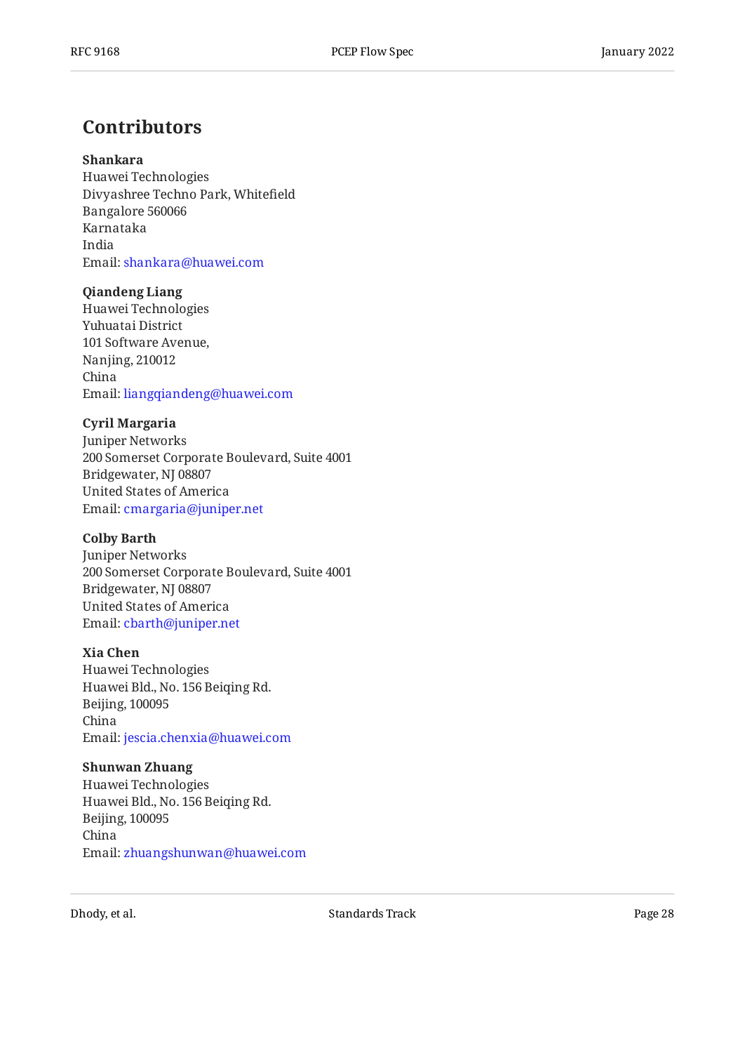## Contributors

**Shankara**
Huawei Technologies
Divyashree Techno Park, Whitefield
Bangalore 560066
Karnataka
India
Email: shankara@huawei.com

**Qiandeng Liang**
Huawei Technologies
Yuhuatai District
101 Software Avenue,
Nanjing, 210012
China
Email: liangqiandeng@huawei.com

**Cyril Margaria**
Juniper Networks
200 Somerset Corporate Boulevard, Suite 4001
Bridgewater, NJ 08807
United States of America
Email: cmargaria@juniper.net

**Colby Barth**
Juniper Networks
200 Somerset Corporate Boulevard, Suite 4001
Bridgewater, NJ 08807
United States of America
Email: cbarth@juniper.net

**Xia Chen**
Huawei Technologies
Huawei Bld., No. 156 Beiqing Rd.
Beijing, 100095
China
Email: jescia.chenxia@huawei.com

**Shunwan Zhuang**
Huawei Technologies
Huawei Bld., No. 156 Beiqing Rd.
Beijing, 100095
China
Email: zhuangshunwan@huawei.com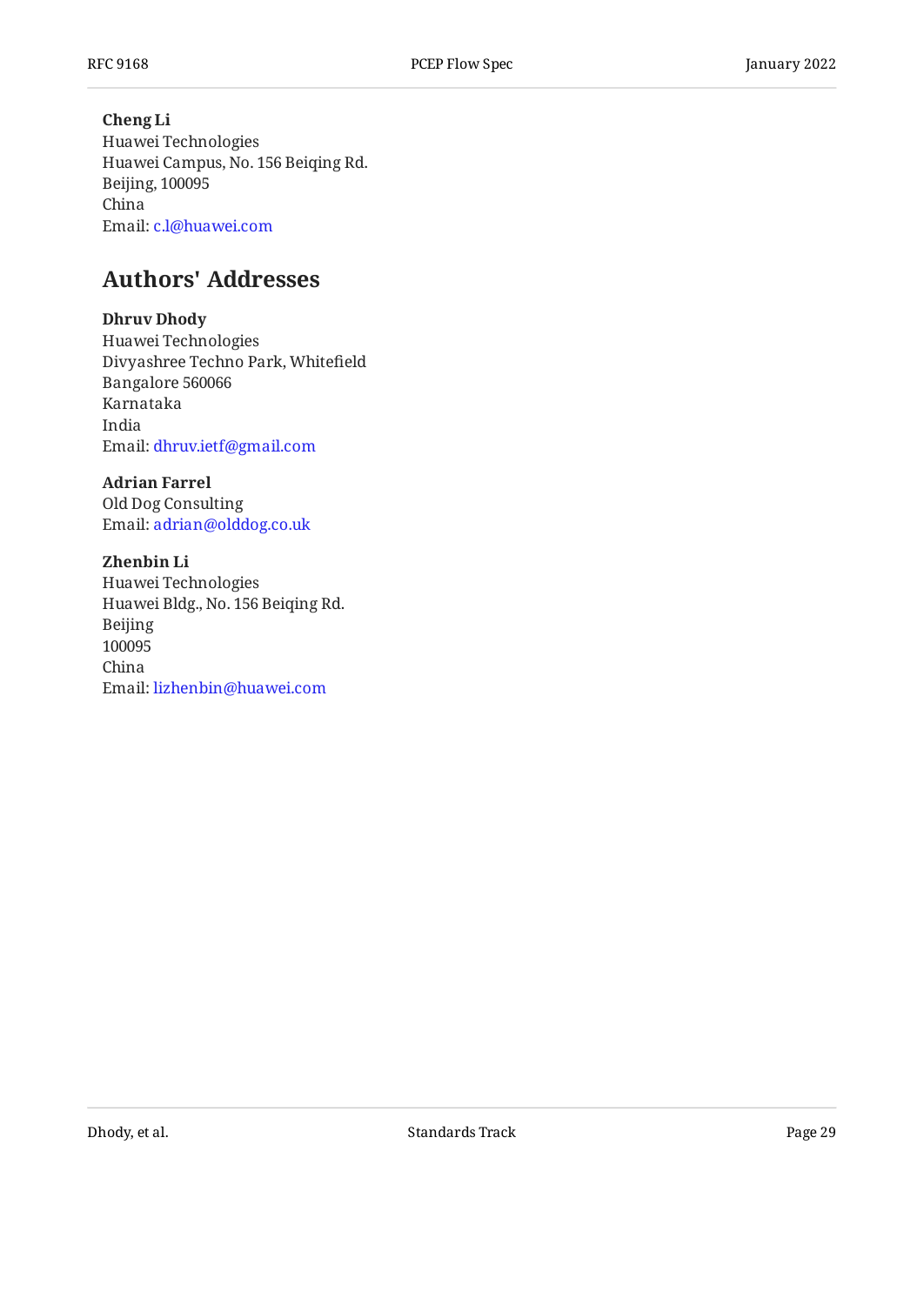**Cheng Li**
Huawei Technologies
Huawei Campus, No. 156 Beiqing Rd.
Beijing, 100095
China
Email: c.l@huawei.com

## Authors' Addresses

**Dhruv Dhody**
Huawei Technologies
Divyashree Techno Park, Whitefield
Bangalore 560066
Karnataka
India
Email: dhruv.ietf@gmail.com

**Adrian Farrel**
Old Dog Consulting
Email: adrian@olddog.co.uk

**Zhenbin Li**
Huawei Technologies
Huawei Bldg., No. 156 Beiqing Rd.
Beijing
100095
China
Email: lizhenbin@huawei.com